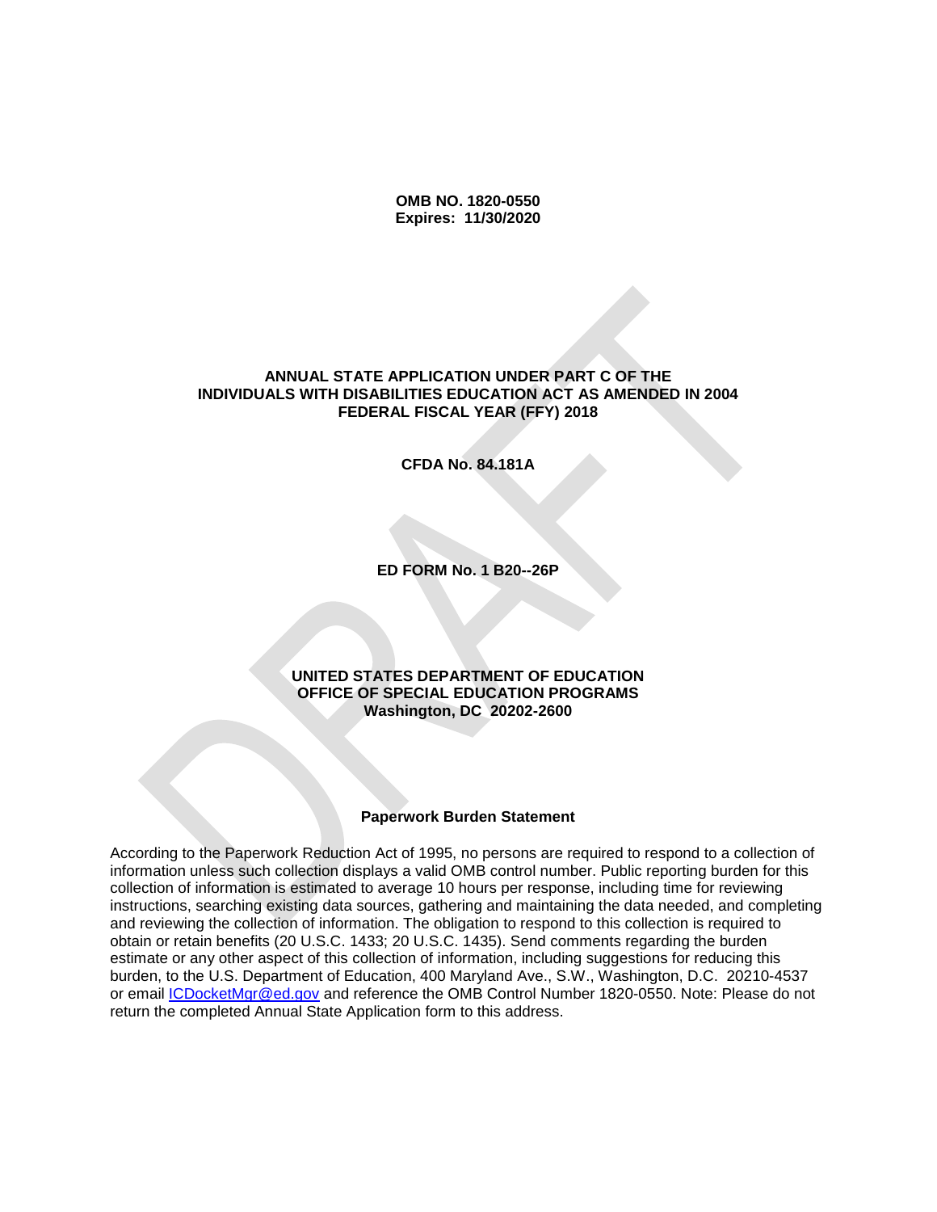**OMB NO. 1820-0550**
**Expires: 11/30/2020**

# ANNUAL STATE APPLICATION UNDER PART C OF THE INDIVIDUALS WITH DISABILITIES EDUCATION ACT AS AMENDED IN 2004 FEDERAL FISCAL YEAR (FFY) 2018

**CFDA No. 84.181A**

**ED FORM No. 1 B20--26P**

**UNITED STATES DEPARTMENT OF EDUCATION**
**OFFICE OF SPECIAL EDUCATION PROGRAMS**
**Washington, DC 20202-2600**

## Paperwork Burden Statement

According to the Paperwork Reduction Act of 1995, no persons are required to respond to a collection of information unless such collection displays a valid OMB control number. Public reporting burden for this collection of information is estimated to average 10 hours per response, including time for reviewing instructions, searching existing data sources, gathering and maintaining the data needed, and completing and reviewing the collection of information. The obligation to respond to this collection is required to obtain or retain benefits (20 U.S.C. 1433; 20 U.S.C. 1435). Send comments regarding the burden estimate or any other aspect of this collection of information, including suggestions for reducing this burden, to the U.S. Department of Education, 400 Maryland Ave., S.W., Washington, D.C. 20210-4537 or email ICDocketMgr@ed.gov and reference the OMB Control Number 1820-0550. Note: Please do not return the completed Annual State Application form to this address.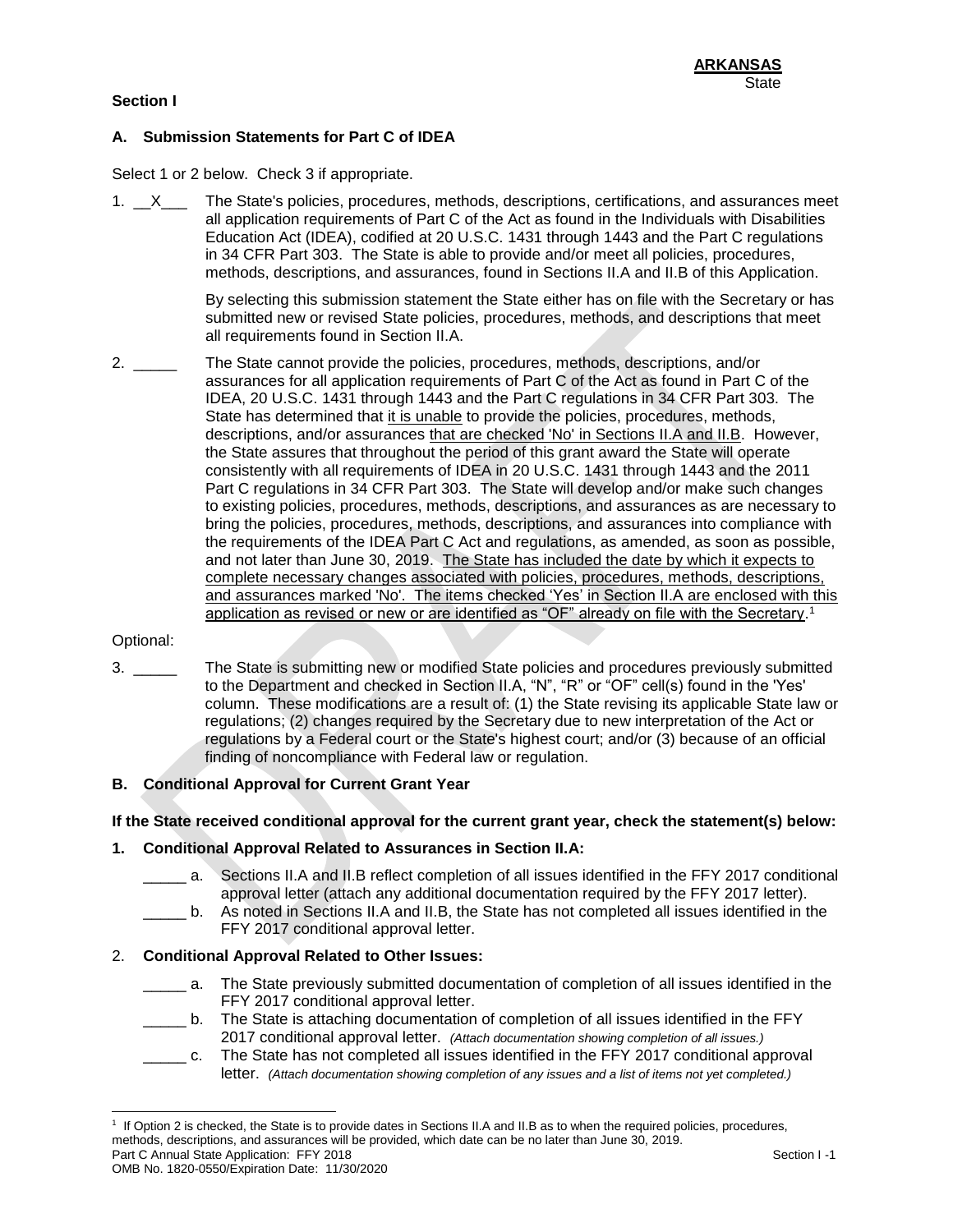**ARKANSAS**
State

**Section I**

## A. Submission Statements for Part C of IDEA

Select 1 or 2 below. Check 3 if appropriate.

1. \_\_X\_\_\_ The State's policies, procedures, methods, descriptions, certifications, and assurances meet all application requirements of Part C of the Act as found in the Individuals with Disabilities Education Act (IDEA), codified at 20 U.S.C. 1431 through 1443 and the Part C regulations in 34 CFR Part 303. The State is able to provide and/or meet all policies, procedures, methods, descriptions, and assurances, found in Sections II.A and II.B of this Application.

   By selecting this submission statement the State either has on file with the Secretary or has submitted new or revised State policies, procedures, methods, and descriptions that meet all requirements found in Section II.A.

2. \_\_\_\_\_ The State cannot provide the policies, procedures, methods, descriptions, and/or assurances for all application requirements of Part C of the Act as found in Part C of the IDEA, 20 U.S.C. 1431 through 1443 and the Part C regulations in 34 CFR Part 303. The State has determined that it is unable to provide the policies, procedures, methods, descriptions, and/or assurances that are checked 'No' in Sections II.A and II.B. However, the State assures that throughout the period of this grant award the State will operate consistently with all requirements of IDEA in 20 U.S.C. 1431 through 1443 and the 2011 Part C regulations in 34 CFR Part 303. The State will develop and/or make such changes to existing policies, procedures, methods, descriptions, and assurances as are necessary to bring the policies, procedures, methods, descriptions, and assurances into compliance with the requirements of the IDEA Part C Act and regulations, as amended, as soon as possible, and not later than June 30, 2019. The State has included the date by which it expects to complete necessary changes associated with policies, procedures, methods, descriptions, and assurances marked 'No'. The items checked 'Yes' in Section II.A are enclosed with this application as revised or new or are identified as "OF" already on file with the Secretary.[1]

Optional:

3. \_\_\_\_\_ The State is submitting new or modified State policies and procedures previously submitted to the Department and checked in Section II.A, "N", "R" or "OF" cell(s) found in the 'Yes' column. These modifications are a result of: (1) the State revising its applicable State law or regulations; (2) changes required by the Secretary due to new interpretation of the Act or regulations by a Federal court or the State's highest court; and/or (3) because of an official finding of noncompliance with Federal law or regulation.

## B. Conditional Approval for Current Grant Year

**If the State received conditional approval for the current grant year, check the statement(s) below:**

**1. Conditional Approval Related to Assurances in Section II.A:**

\_\_\_\_\_ a. Sections II.A and II.B reflect completion of all issues identified in the FFY 2017 conditional approval letter (attach any additional documentation required by the FFY 2017 letter).

\_\_\_\_\_ b. As noted in Sections II.A and II.B, the State has not completed all issues identified in the FFY 2017 conditional approval letter.

**2. Conditional Approval Related to Other Issues:**

\_\_\_\_\_ a. The State previously submitted documentation of completion of all issues identified in the FFY 2017 conditional approval letter.

\_\_\_\_\_ b. The State is attaching documentation of completion of all issues identified in the FFY 2017 conditional approval letter. *(Attach documentation showing completion of all issues.)*

\_\_\_\_\_ c. The State has not completed all issues identified in the FFY 2017 conditional approval letter. *(Attach documentation showing completion of any issues and a list of items not yet completed.)*

---

[1] If Option 2 is checked, the State is to provide dates in Sections II.A and II.B as to when the required policies, procedures, methods, descriptions, and assurances will be provided, which date can be no later than June 30, 2019.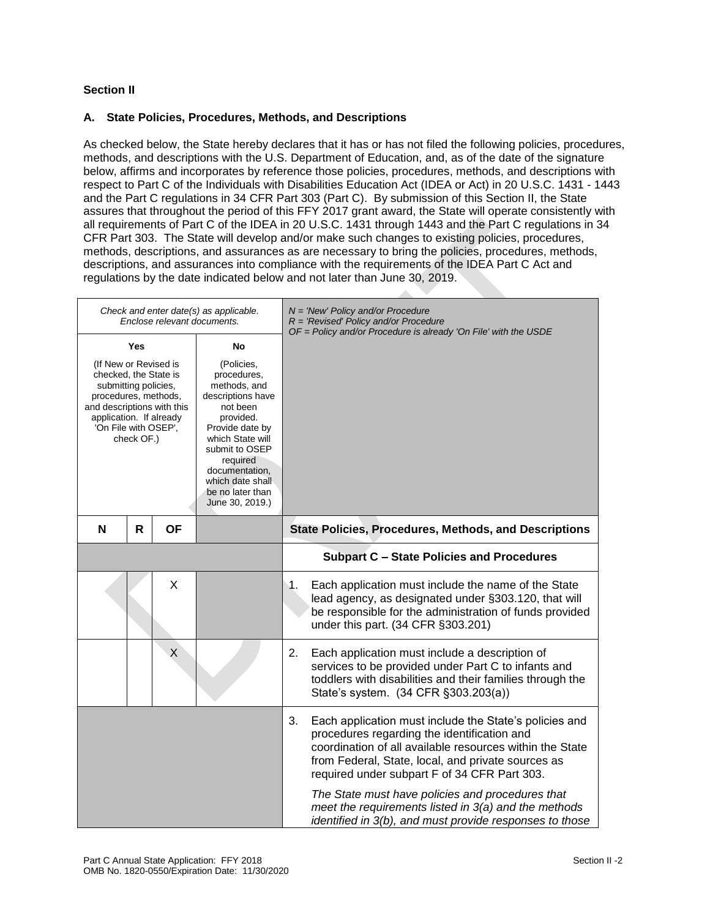**Section II**

**A. State Policies, Procedures, Methods, and Descriptions**

As checked below, the State hereby declares that it has or has not filed the following policies, procedures, methods, and descriptions with the U.S. Department of Education, and, as of the date of the signature below, affirms and incorporates by reference those policies, procedures, methods, and descriptions with respect to Part C of the Individuals with Disabilities Education Act (IDEA or Act) in 20 U.S.C. 1431 - 1443 and the Part C regulations in 34 CFR Part 303 (Part C). By submission of this Section II, the State assures that throughout the period of this FFY 2017 grant award, the State will operate consistently with all requirements of Part C of the IDEA in 20 U.S.C. 1431 through 1443 and the Part C regulations in 34 CFR Part 303. The State will develop and/or make such changes to existing policies, procedures, methods, descriptions, and assurances as are necessary to bring the policies, procedures, methods, descriptions, and assurances into compliance with the requirements of the IDEA Part C Act and regulations by the date indicated below and not later than June 30, 2019.

| *Check and enter date(s) as applicable. Enclose relevant documents.* | | | | *N = 'New' Policy and/or Procedure*<br>*R = 'Revised' Policy and/or Procedure*<br>*OF = Policy and/or Procedure is already 'On File' with the USDE* |
|---|---|---|---|---|
| **Yes**<br>(If New or Revised is checked, the State is submitting policies, procedures, methods, and descriptions with this application. If already 'On File with OSEP', check OF.) | | | **No**<br>(Policies, procedures, methods, and descriptions have not been provided. Provide date by which State will submit to OSEP required documentation, which date shall be no later than June 30, 2019.) | |
| **N** | **R** | **OF** | | **State Policies, Procedures, Methods, and Descriptions** |
| | | | | **Subpart C – State Policies and Procedures** |
| | | X | | 1. Each application must include the name of the State lead agency, as designated under §303.120, that will be responsible for the administration of funds provided under this part. (34 CFR §303.201) |
| | | X | | 2. Each application must include a description of services to be provided under Part C to infants and toddlers with disabilities and their families through the State's system. (34 CFR §303.203(a)) |
| | | | | 3. Each application must include the State's policies and procedures regarding the identification and coordination of all available resources within the State from Federal, State, local, and private sources as required under subpart F of 34 CFR Part 303.<br><br>*The State must have policies and procedures that meet the requirements listed in 3(a) and the methods identified in 3(b), and must provide responses to those* |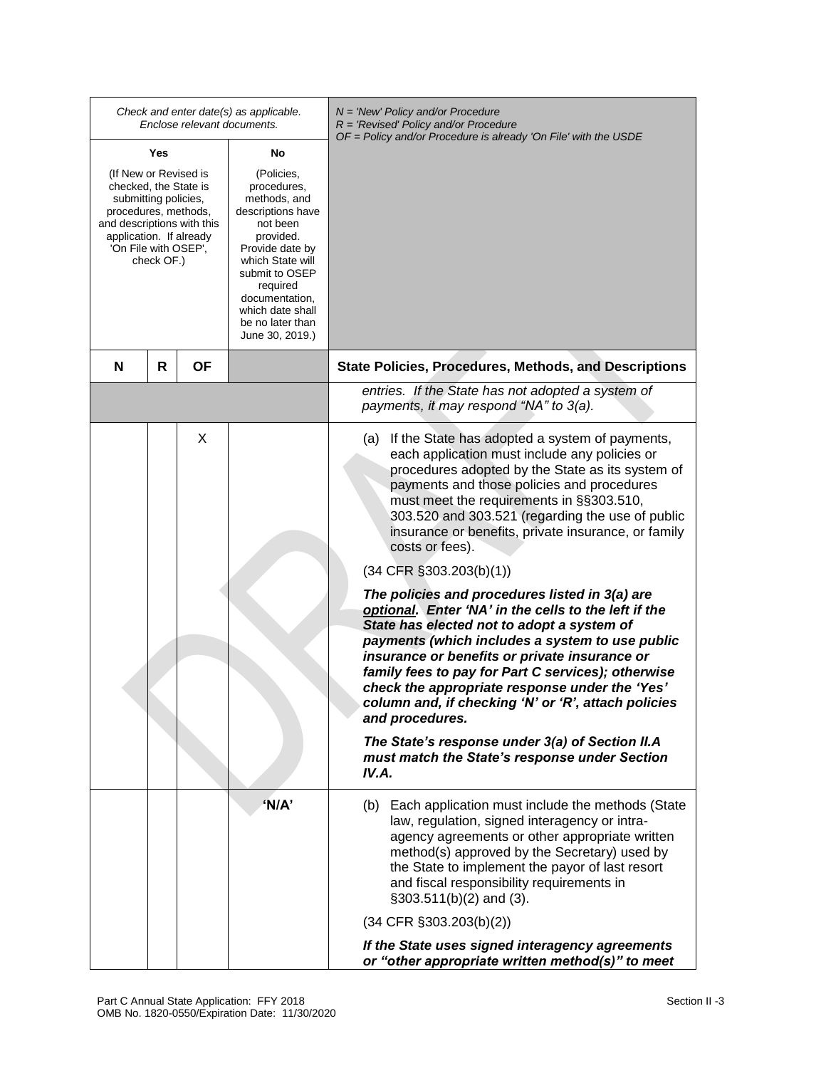| Check and enter date(s) as applicable. Enclose relevant documents. | | | | *N = 'New' Policy and/or Procedure* *R = 'Revised' Policy and/or Procedure* *OF = Policy and/or Procedure is already 'On File' with the USDE* |
|---|---|---|---|---|
| **Yes** (If New or Revised is checked, the State is submitting policies, procedures, methods, and descriptions with this application. If already 'On File with OSEP', check OF.) | | | **No** (Policies, procedures, methods, and descriptions have not been provided. Provide date by which State will submit to OSEP required documentation, which date shall be no later than June 30, 2019.) | |
| **N** | **R** | **OF** | | **State Policies, Procedures, Methods, and Descriptions** |
| | | | | *entries. If the State has not adopted a system of payments, it may respond "NA" to 3(a).* |
| | | X | | (a) If the State has adopted a system of payments, each application must include any policies or procedures adopted by the State as its system of payments and those policies and procedures must meet the requirements in §§303.510, 303.520 and 303.521 (regarding the use of public insurance or benefits, private insurance, or family costs or fees).<br><br>(34 CFR §303.203(b)(1))<br><br>***The policies and procedures listed in 3(a) are <u>optional</u>. Enter 'NA' in the cells to the left if the State has elected not to adopt a system of payments (which includes a system to use public insurance or benefits or private insurance or family fees to pay for Part C services); otherwise check the appropriate response under the 'Yes' column and, if checking 'N' or 'R', attach policies and procedures.***<br><br>***The State's response under 3(a) of Section II.A must match the State's response under Section IV.A.*** |
| | | | **'N/A'** | (b) Each application must include the methods (State law, regulation, signed interagency or intra-agency agreements or other appropriate written method(s) approved by the Secretary) used by the State to implement the payor of last resort and fiscal responsibility requirements in §303.511(b)(2) and (3).<br><br>(34 CFR §303.203(b)(2))<br><br>***If the State uses signed interagency agreements or "other appropriate written method(s)" to meet*** |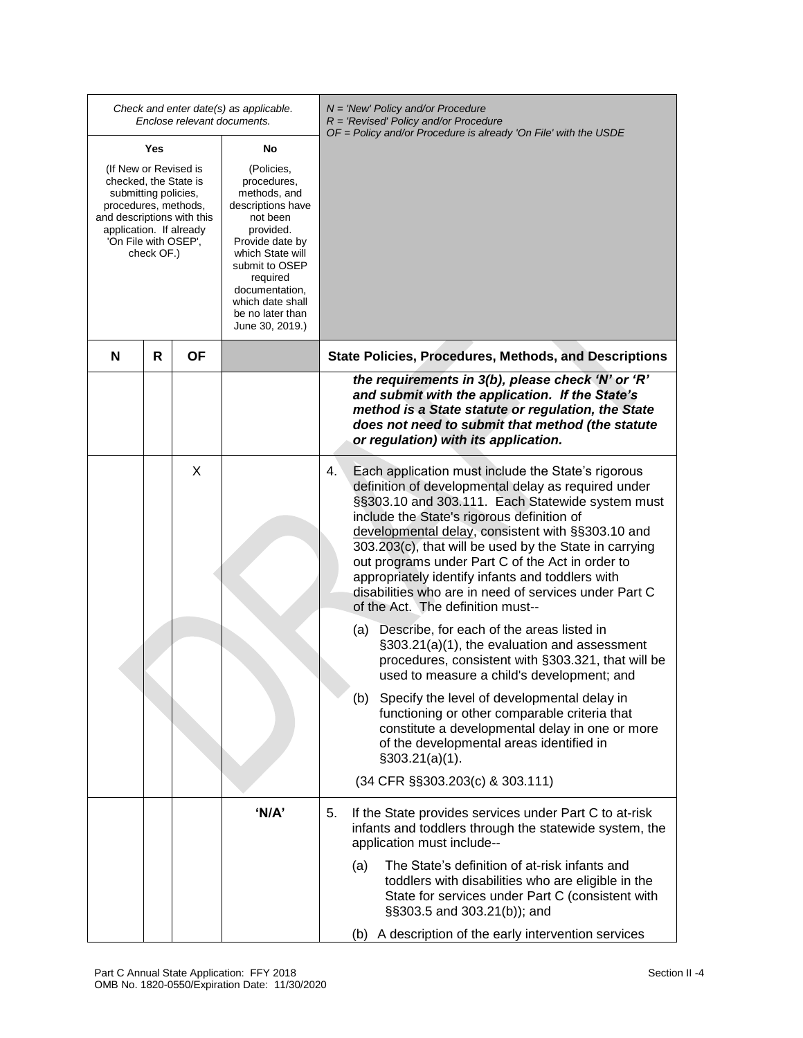| *Check and enter date(s) as applicable. Enclose relevant documents.* | | | | *N = 'New' Policy and/or Procedure*<br>*R = 'Revised' Policy and/or Procedure*<br>*OF = Policy and/or Procedure is already 'On File' with the USDE* |
|---|---|---|---|---|
| **Yes**<br>(If New or Revised is checked, the State is submitting policies, procedures, methods, and descriptions with this application. If already 'On File with OSEP', check OF.) | | | **No**<br>(Policies, procedures, methods, and descriptions have not been provided. Provide date by which State will submit to OSEP required documentation, which date shall be no later than June 30, 2019.) | |
| **N** | **R** | **OF** | | **State Policies, Procedures, Methods, and Descriptions** |
| | | | | ***the requirements in 3(b), please check 'N' or 'R' and submit with the application. If the State's method is a State statute or regulation, the State does not need to submit that method (the statute or regulation) with its application.*** |
| | | X | | 4. Each application must include the State's rigorous definition of developmental delay as required under §§303.10 and 303.111. Each Statewide system must include the State's rigorous definition of <u>developmental delay</u>, consistent with §§303.10 and 303.203(c), that will be used by the State in carrying out programs under Part C of the Act in order to appropriately identify infants and toddlers with disabilities who are in need of services under Part C of the Act. The definition must--<br><br>(a) Describe, for each of the areas listed in §303.21(a)(1), the evaluation and assessment procedures, consistent with §303.321, that will be used to measure a child's development; and<br><br>(b) Specify the level of developmental delay in functioning or other comparable criteria that constitute a developmental delay in one or more of the developmental areas identified in §303.21(a)(1).<br><br>(34 CFR §§303.203(c) & 303.111) |
| | | | **'N/A'** | 5. If the State provides services under Part C to at-risk infants and toddlers through the statewide system, the application must include--<br><br>(a) The State's definition of at-risk infants and toddlers with disabilities who are eligible in the State for services under Part C (consistent with §§303.5 and 303.21(b)); and<br><br>(b) A description of the early intervention services |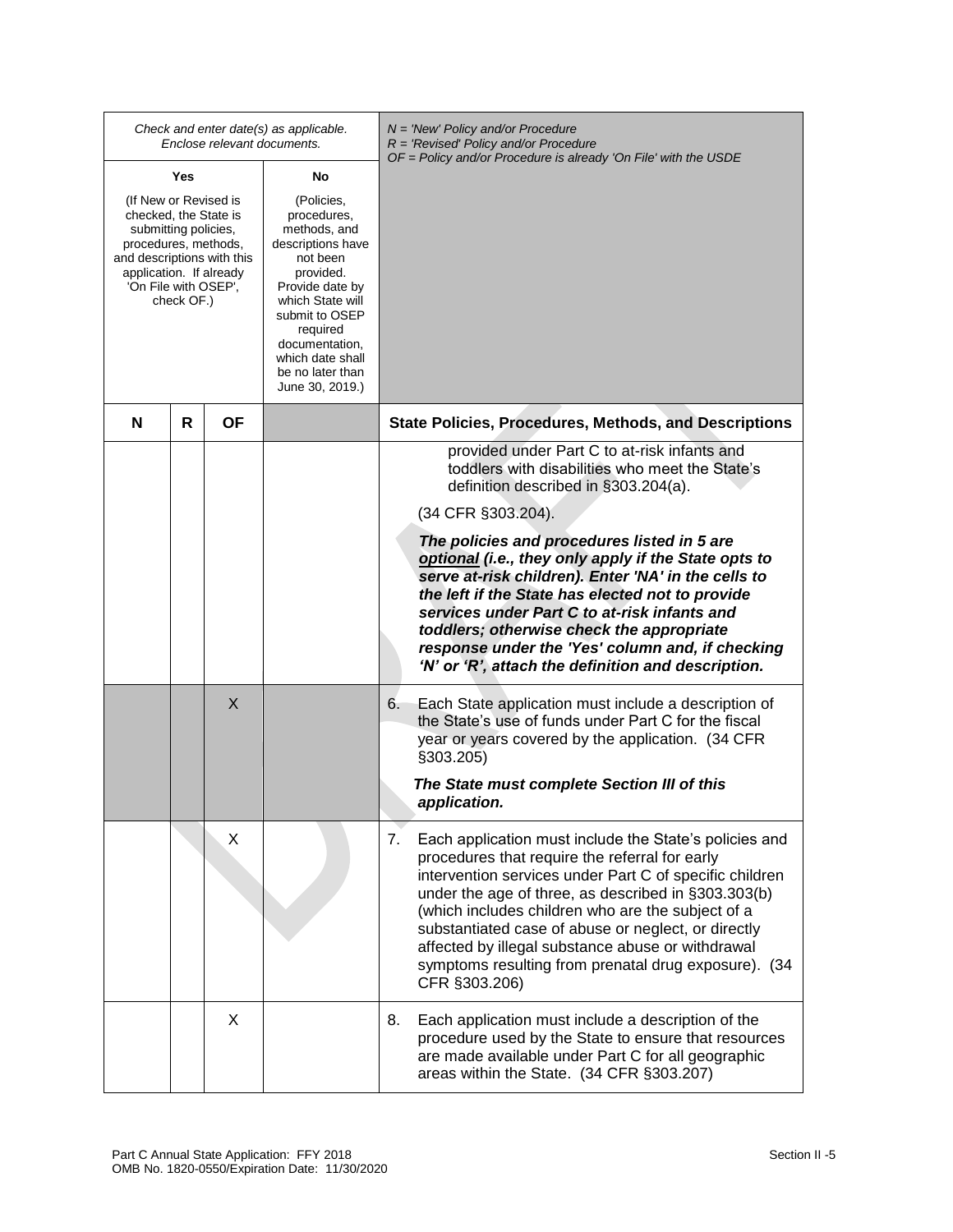| Check and enter date(s) as applicable. Enclose relevant documents. | | | | *N = 'New' Policy and/or Procedure* *R = 'Revised' Policy and/or Procedure* *OF = Policy and/or Procedure is already 'On File' with the USDE* |
|---|---|---|---|---|
| **Yes** (If New or Revised is checked, the State is submitting policies, procedures, methods, and descriptions with this application. If already 'On File with OSEP', check OF.) | | | **No** (Policies, procedures, methods, and descriptions have not been provided. Provide date by which State will submit to OSEP required documentation, which date shall be no later than June 30, 2019.) | |
| **N** | **R** | **OF** | | **State Policies, Procedures, Methods, and Descriptions** |
| | | | | provided under Part C to at-risk infants and toddlers with disabilities who meet the State's definition described in §303.204(a). (34 CFR §303.204). ***The policies and procedures listed in 5 are optional (i.e., they only apply if the State opts to serve at-risk children). Enter 'NA' in the cells to the left if the State has elected not to provide services under Part C to at-risk infants and toddlers; otherwise check the appropriate response under the 'Yes' column and, if checking 'N' or 'R', attach the definition and description.*** |
| | | X | | 6. Each State application must include a description of the State's use of funds under Part C for the fiscal year or years covered by the application. (34 CFR §303.205) ***The State must complete Section III of this application.*** |
| | | X | | 7. Each application must include the State's policies and procedures that require the referral for early intervention services under Part C of specific children under the age of three, as described in §303.303(b) (which includes children who are the subject of a substantiated case of abuse or neglect, or directly affected by illegal substance abuse or withdrawal symptoms resulting from prenatal drug exposure). (34 CFR §303.206) |
| | | X | | 8. Each application must include a description of the procedure used by the State to ensure that resources are made available under Part C for all geographic areas within the State. (34 CFR §303.207) |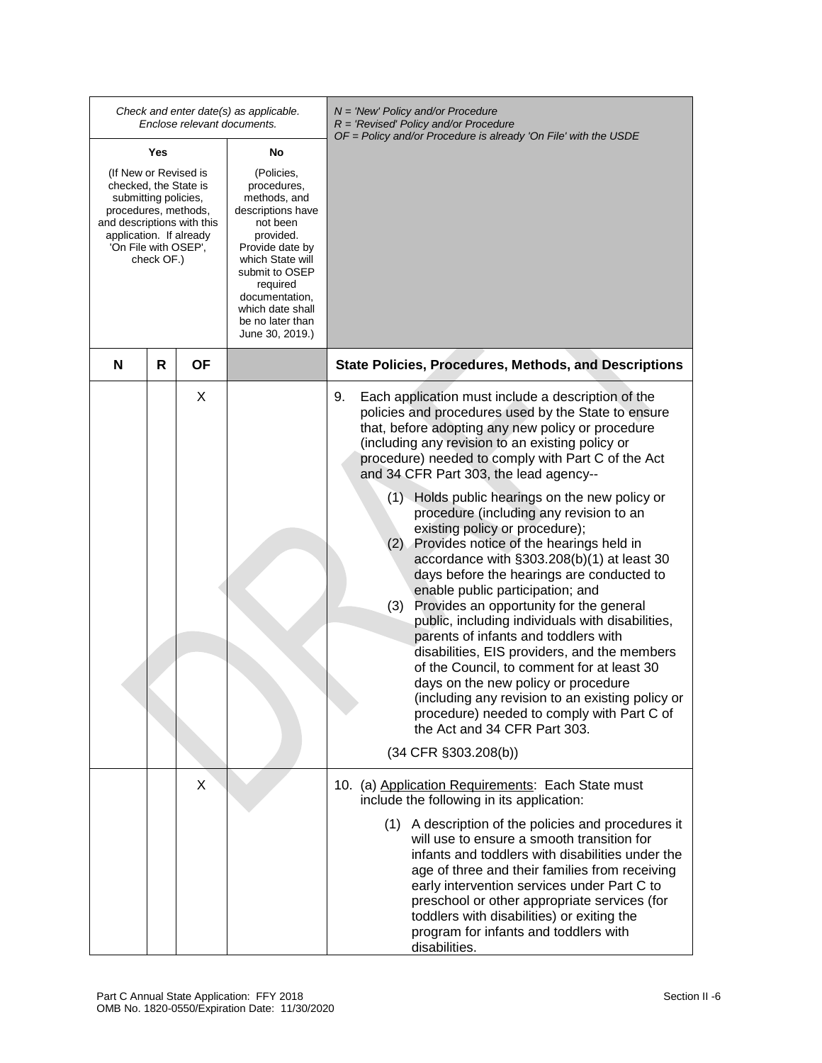| *Check and enter date(s) as applicable. Enclose relevant documents.* | | | | *N = 'New' Policy and/or Procedure*<br>*R = 'Revised' Policy and/or Procedure*<br>*OF = Policy and/or Procedure is already 'On File' with the USDE* |
|---|---|---|---|---|
| **Yes**<br>(If New or Revised is checked, the State is submitting policies, procedures, methods, and descriptions with this application. If already 'On File with OSEP', check OF.) | | | **No**<br>(Policies, procedures, methods, and descriptions have not been provided. Provide date by which State will submit to OSEP required documentation, which date shall be no later than June 30, 2019.) | |
| **N** | **R** | **OF** | | **State Policies, Procedures, Methods, and Descriptions** |
| | | X | | 9. Each application must include a description of the policies and procedures used by the State to ensure that, before adopting any new policy or procedure (including any revision to an existing policy or procedure) needed to comply with Part C of the Act and 34 CFR Part 303, the lead agency--<br>(1) Holds public hearings on the new policy or procedure (including any revision to an existing policy or procedure);<br>(2) Provides notice of the hearings held in accordance with §303.208(b)(1) at least 30 days before the hearings are conducted to enable public participation; and<br>(3) Provides an opportunity for the general public, including individuals with disabilities, parents of infants and toddlers with disabilities, EIS providers, and the members of the Council, to comment for at least 30 days on the new policy or procedure (including any revision to an existing policy or procedure) needed to comply with Part C of the Act and 34 CFR Part 303.<br>(34 CFR §303.208(b)) |
| | | X | | 10. (a) Application Requirements: Each State must include the following in its application:<br>(1) A description of the policies and procedures it will use to ensure a smooth transition for infants and toddlers with disabilities under the age of three and their families from receiving early intervention services under Part C to preschool or other appropriate services (for toddlers with disabilities) or exiting the program for infants and toddlers with disabilities. |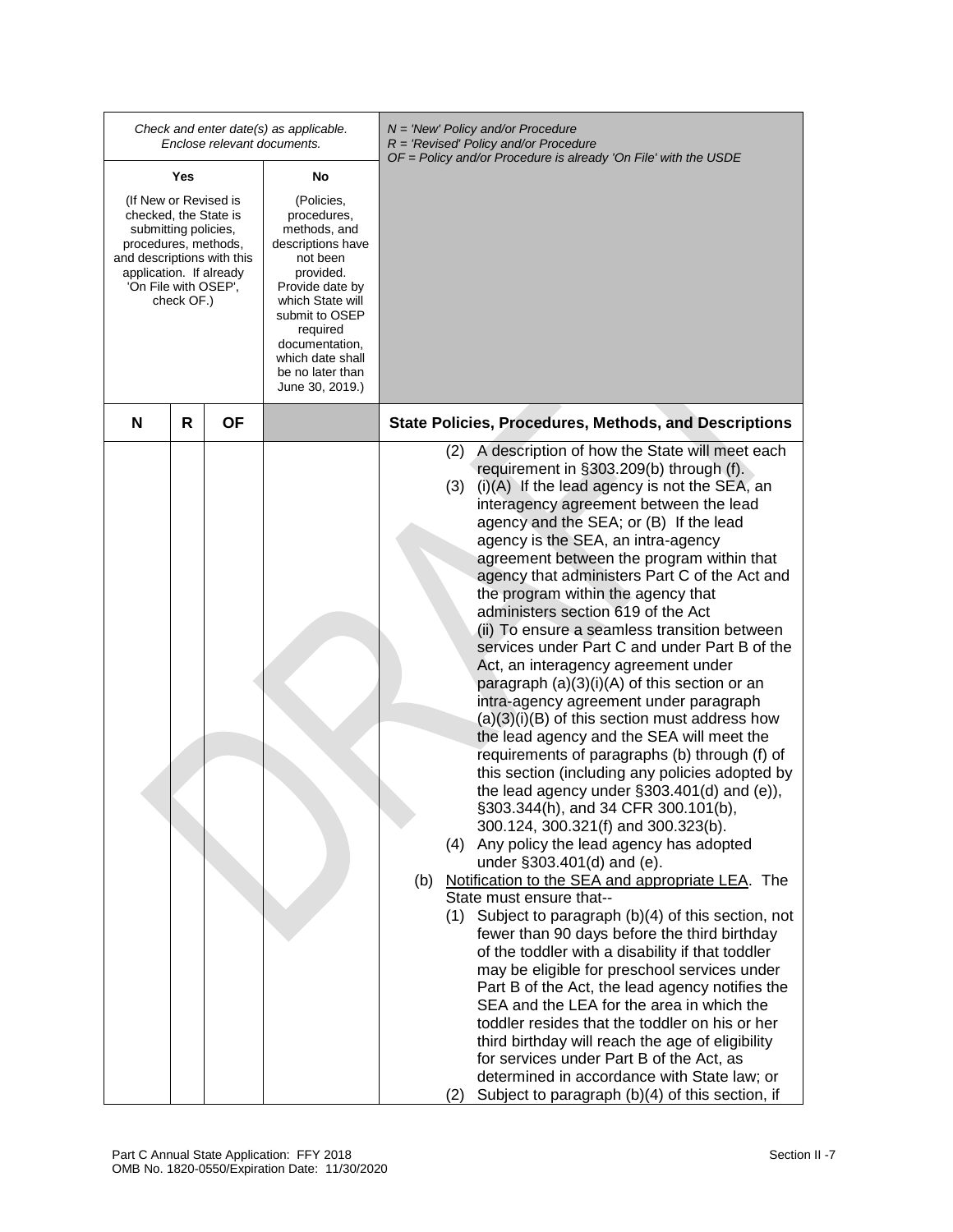| Check and enter date(s) as applicable. Enclose relevant documents. | | | | N = 'New' Policy and/or Procedure<br>R = 'Revised' Policy and/or Procedure<br>OF = Policy and/or Procedure is already 'On File' with the USDE |
|---|---|---|---|---|
| Yes<br>(If New or Revised is checked, the State is submitting policies, procedures, methods, and descriptions with this application. If already 'On File with OSEP', check OF.) | | | No<br>(Policies, procedures, methods, and descriptions have not been provided. Provide date by which State will submit to OSEP required documentation, which date shall be no later than June 30, 2019.) | |
| **N** | **R** | **OF** | | **State Policies, Procedures, Methods, and Descriptions** |
| | | | | (2) A description of how the State will meet each requirement in §303.209(b) through (f).<br>(3) (i)(A) If the lead agency is not the SEA, an interagency agreement between the lead agency and the SEA; or (B) If the lead agency is the SEA, an intra-agency agreement between the program within that agency that administers Part C of the Act and the program within the agency that administers section 619 of the Act<br>(ii) To ensure a seamless transition between services under Part C and under Part B of the Act, an interagency agreement under paragraph (a)(3)(i)(A) of this section or an intra-agency agreement under paragraph (a)(3)(i)(B) of this section must address how the lead agency and the SEA will meet the requirements of paragraphs (b) through (f) of this section (including any policies adopted by the lead agency under §303.401(d) and (e)), §303.344(h), and 34 CFR 300.101(b), 300.124, 300.321(f) and 300.323(b).<br>(4) Any policy the lead agency has adopted under §303.401(d) and (e).<br>(b) Notification to the SEA and appropriate LEA. The State must ensure that--<br>(1) Subject to paragraph (b)(4) of this section, not fewer than 90 days before the third birthday of the toddler with a disability if that toddler may be eligible for preschool services under Part B of the Act, the lead agency notifies the SEA and the LEA for the area in which the toddler resides that the toddler on his or her third birthday will reach the age of eligibility for services under Part B of the Act, as determined in accordance with State law; or<br>(2) Subject to paragraph (b)(4) of this section, if |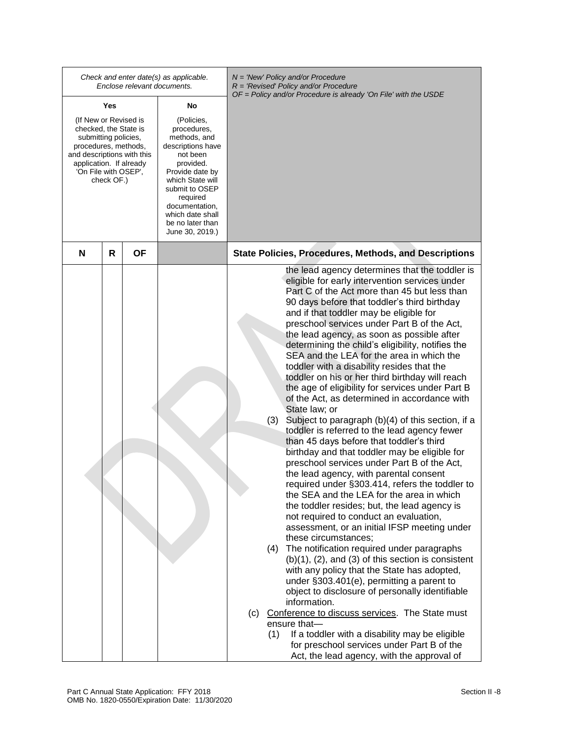| Check and enter date(s) as applicable. Enclose relevant documents. | | | | *N = 'New' Policy and/or Procedure R = 'Revised' Policy and/or Procedure OF = Policy and/or Procedure is already 'On File' with the USDE* |
|---|---|---|---|---|
| **Yes** (If New or Revised is checked, the State is submitting policies, procedures, methods, and descriptions with this application. If already 'On File with OSEP', check OF.) | | | **No** (Policies, procedures, methods, and descriptions have not been provided. Provide date by which State will submit to OSEP required documentation, which date shall be no later than June 30, 2019.) | |
| **N** | **R** | **OF** | | **State Policies, Procedures, Methods, and Descriptions** |
| | | | | the lead agency determines that the toddler is eligible for early intervention services under Part C of the Act more than 45 but less than 90 days before that toddler's third birthday and if that toddler may be eligible for preschool services under Part B of the Act, the lead agency, as soon as possible after determining the child's eligibility, notifies the SEA and the LEA for the area in which the toddler with a disability resides that the toddler on his or her third birthday will reach the age of eligibility for services under Part B of the Act, as determined in accordance with State law; or<br>(3) Subject to paragraph (b)(4) of this section, if a toddler is referred to the lead agency fewer than 45 days before that toddler's third birthday and that toddler may be eligible for preschool services under Part B of the Act, the lead agency, with parental consent required under §303.414, refers the toddler to the SEA and the LEA for the area in which the toddler resides; but, the lead agency is not required to conduct an evaluation, assessment, or an initial IFSP meeting under these circumstances;<br>(4) The notification required under paragraphs (b)(1), (2), and (3) of this section is consistent with any policy that the State has adopted, under §303.401(e), permitting a parent to object to disclosure of personally identifiable information.<br>(c) Conference to discuss services. The State must ensure that—<br>(1) If a toddler with a disability may be eligible for preschool services under Part B of the Act, the lead agency, with the approval of |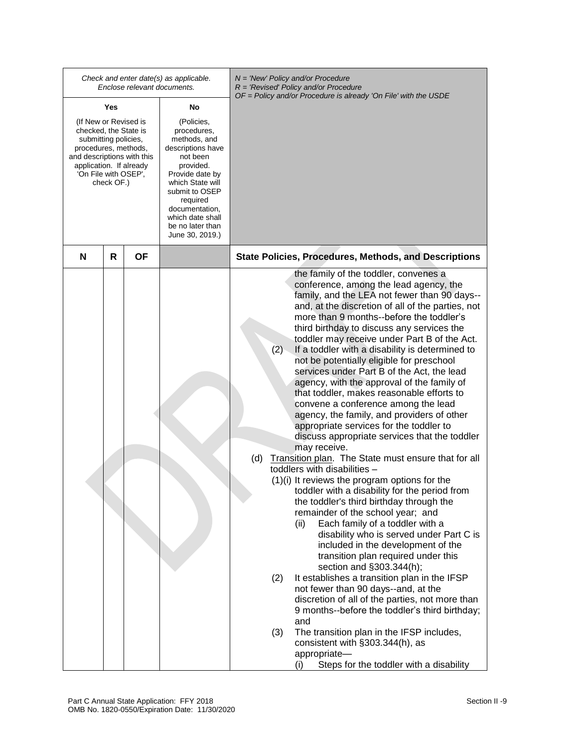| Check and enter date(s) as applicable. Enclose relevant documents. | | | | N = 'New' Policy and/or Procedure<br>R = 'Revised' Policy and/or Procedure<br>OF = Policy and/or Procedure is already 'On File' with the USDE |
|---|---|---|---|---|
| Yes<br>(If New or Revised is checked, the State is submitting policies, procedures, methods, and descriptions with this application. If already 'On File with OSEP', check OF.) | | | No<br>(Policies, procedures, methods, and descriptions have not been provided. Provide date by which State will submit to OSEP required documentation, which date shall be no later than June 30, 2019.) | |
| **N** | **R** | **OF** | | **State Policies, Procedures, Methods, and Descriptions** |
| | | | | the family of the toddler, convenes a conference, among the lead agency, the family, and the LEA not fewer than 90 days--and, at the discretion of all of the parties, not more than 9 months--before the toddler's third birthday to discuss any services the toddler may receive under Part B of the Act.<br>(2) If a toddler with a disability is determined to not be potentially eligible for preschool services under Part B of the Act, the lead agency, with the approval of the family of that toddler, makes reasonable efforts to convene a conference among the lead agency, the family, and providers of other appropriate services for the toddler to discuss appropriate services that the toddler may receive.<br>(d) Transition plan. The State must ensure that for all toddlers with disabilities –<br>(1)(i) It reviews the program options for the toddler with a disability for the period from the toddler's third birthday through the remainder of the school year; and<br>(ii) Each family of a toddler with a disability who is served under Part C is included in the development of the transition plan required under this section and §303.344(h);<br>(2) It establishes a transition plan in the IFSP not fewer than 90 days--and, at the discretion of all of the parties, not more than 9 months--before the toddler's third birthday; and<br>(3) The transition plan in the IFSP includes, consistent with §303.344(h), as appropriate—<br>(i) Steps for the toddler with a disability |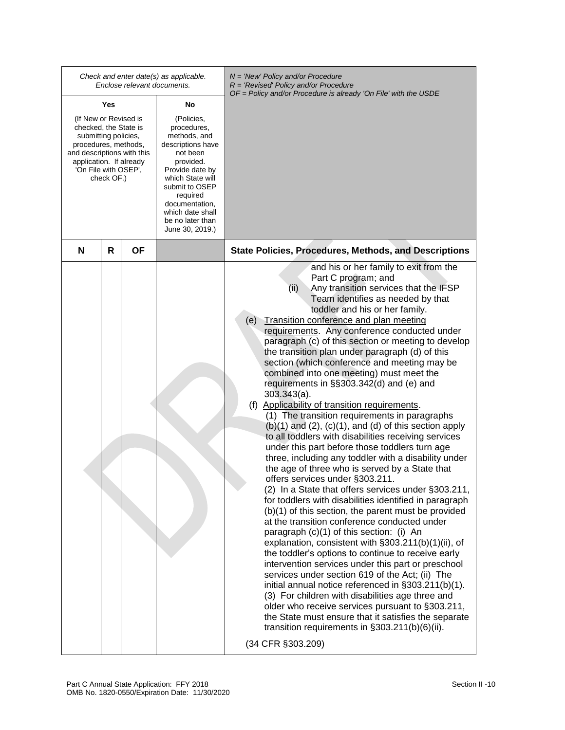| Check and enter date(s) as applicable. Enclose relevant documents. | | | | *N = 'New' Policy and/or Procedure*<br>*R = 'Revised' Policy and/or Procedure*<br>*OF = Policy and/or Procedure is already 'On File' with the USDE* |
|---|---|---|---|---|
| **Yes**<br>(If New or Revised is checked, the State is submitting policies, procedures, methods, and descriptions with this application. If already 'On File with OSEP', check OF.) | | | **No**<br>(Policies, procedures, methods, and descriptions have not been provided. Provide date by which State will submit to OSEP required documentation, which date shall be no later than June 30, 2019.) | |
| **N** | **R** | **OF** | | **State Policies, Procedures, Methods, and Descriptions** |
| | | | | and his or her family to exit from the Part C program; and<br>(ii) Any transition services that the IFSP Team identifies as needed by that toddler and his or her family.<br>(e) Transition conference and plan meeting requirements. Any conference conducted under paragraph (c) of this section or meeting to develop the transition plan under paragraph (d) of this section (which conference and meeting may be combined into one meeting) must meet the requirements in §§303.342(d) and (e) and 303.343(a).<br>(f) Applicability of transition requirements.<br>(1) The transition requirements in paragraphs (b)(1) and (2), (c)(1), and (d) of this section apply to all toddlers with disabilities receiving services under this part before those toddlers turn age three, including any toddler with a disability under the age of three who is served by a State that offers services under §303.211.<br>(2) In a State that offers services under §303.211, for toddlers with disabilities identified in paragraph (b)(1) of this section, the parent must be provided at the transition conference conducted under paragraph (c)(1) of this section: (i) An explanation, consistent with §303.211(b)(1)(ii), of the toddler's options to continue to receive early intervention services under this part or preschool services under section 619 of the Act; (ii) The initial annual notice referenced in §303.211(b)(1).<br>(3) For children with disabilities age three and older who receive services pursuant to §303.211, the State must ensure that it satisfies the separate transition requirements in §303.211(b)(6)(ii).<br><br>(34 CFR §303.209) |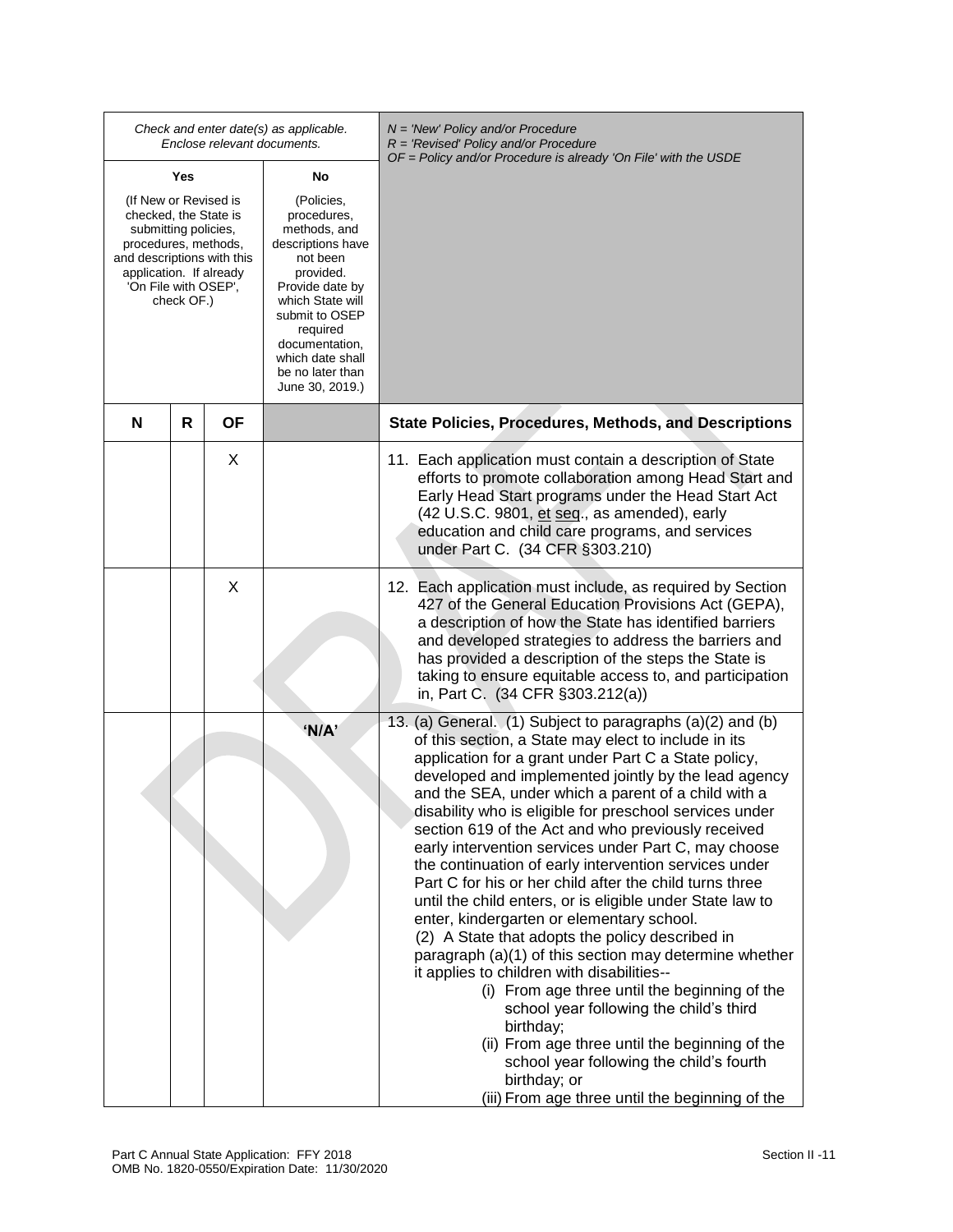| *Check and enter date(s) as applicable. Enclose relevant documents.* | | | | *N = 'New' Policy and/or Procedure*<br>*R = 'Revised' Policy and/or Procedure*<br>*OF = Policy and/or Procedure is already 'On File' with the USDE* |
|---|---|---|---|---|
| **Yes**<br>(If New or Revised is checked, the State is submitting policies, procedures, methods, and descriptions with this application. If already 'On File with OSEP', check OF.) | | | **No**<br>(Policies, procedures, methods, and descriptions have not been provided. Provide date by which State will submit to OSEP required documentation, which date shall be no later than June 30, 2019.) | |
| **N** | **R** | **OF** | | **State Policies, Procedures, Methods, and Descriptions** |
| | | X | | 11. Each application must contain a description of State efforts to promote collaboration among Head Start and Early Head Start programs under the Head Start Act (42 U.S.C. 9801, et seq., as amended), early education and child care programs, and services under Part C. (34 CFR §303.210) |
| | | X | | 12. Each application must include, as required by Section 427 of the General Education Provisions Act (GEPA), a description of how the State has identified barriers and developed strategies to address the barriers and has provided a description of the steps the State is taking to ensure equitable access to, and participation in, Part C. (34 CFR §303.212(a)) |
| | | | **'N/A'** | 13. (a) General. (1) Subject to paragraphs (a)(2) and (b) of this section, a State may elect to include in its application for a grant under Part C a State policy, developed and implemented jointly by the lead agency and the SEA, under which a parent of a child with a disability who is eligible for preschool services under section 619 of the Act and who previously received early intervention services under Part C, may choose the continuation of early intervention services under Part C for his or her child after the child turns three until the child enters, or is eligible under State law to enter, kindergarten or elementary school.<br>(2) A State that adopts the policy described in paragraph (a)(1) of this section may determine whether it applies to children with disabilities--<br>(i) From age three until the beginning of the school year following the child's third birthday;<br>(ii) From age three until the beginning of the school year following the child's fourth birthday; or<br>(iii) From age three until the beginning of the |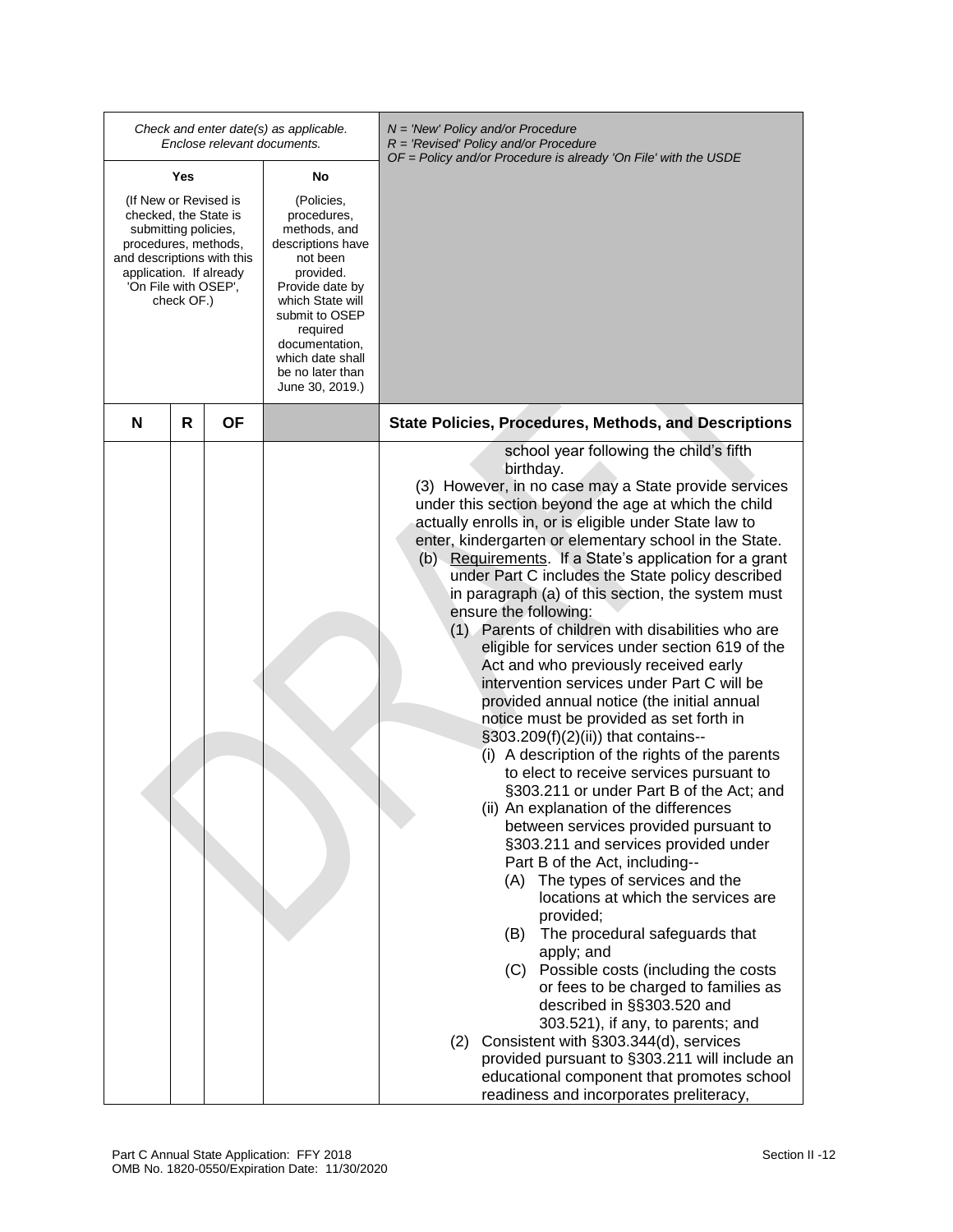| Check and enter date(s) as applicable. Enclose relevant documents. | | | | N = 'New' Policy and/or Procedure<br>R = 'Revised' Policy and/or Procedure<br>OF = Policy and/or Procedure is already 'On File' with the USDE |
|---|---|---|---|---|
| Yes<br>(If New or Revised is checked, the State is submitting policies, procedures, methods, and descriptions with this application. If already 'On File with OSEP', check OF.) | | | No<br>(Policies, procedures, methods, and descriptions have not been provided. Provide date by which State will submit to OSEP required documentation, which date shall be no later than June 30, 2019.) | |
| **N** | **R** | **OF** | | **State Policies, Procedures, Methods, and Descriptions** |
| | | | | school year following the child's fifth birthday.<br>(3) However, in no case may a State provide services under this section beyond the age at which the child actually enrolls in, or is eligible under State law to enter, kindergarten or elementary school in the State.<br>(b) Requirements. If a State's application for a grant under Part C includes the State policy described in paragraph (a) of this section, the system must ensure the following:<br>(1) Parents of children with disabilities who are eligible for services under section 619 of the Act and who previously received early intervention services under Part C will be provided annual notice (the initial annual notice must be provided as set forth in §303.209(f)(2)(ii)) that contains--<br>(i) A description of the rights of the parents to elect to receive services pursuant to §303.211 or under Part B of the Act; and<br>(ii) An explanation of the differences between services provided pursuant to §303.211 and services provided under Part B of the Act, including--<br>(A) The types of services and the locations at which the services are provided;<br>(B) The procedural safeguards that apply; and<br>(C) Possible costs (including the costs or fees to be charged to families as described in §§303.520 and 303.521), if any, to parents; and<br>(2) Consistent with §303.344(d), services provided pursuant to §303.211 will include an educational component that promotes school readiness and incorporates preliteracy, |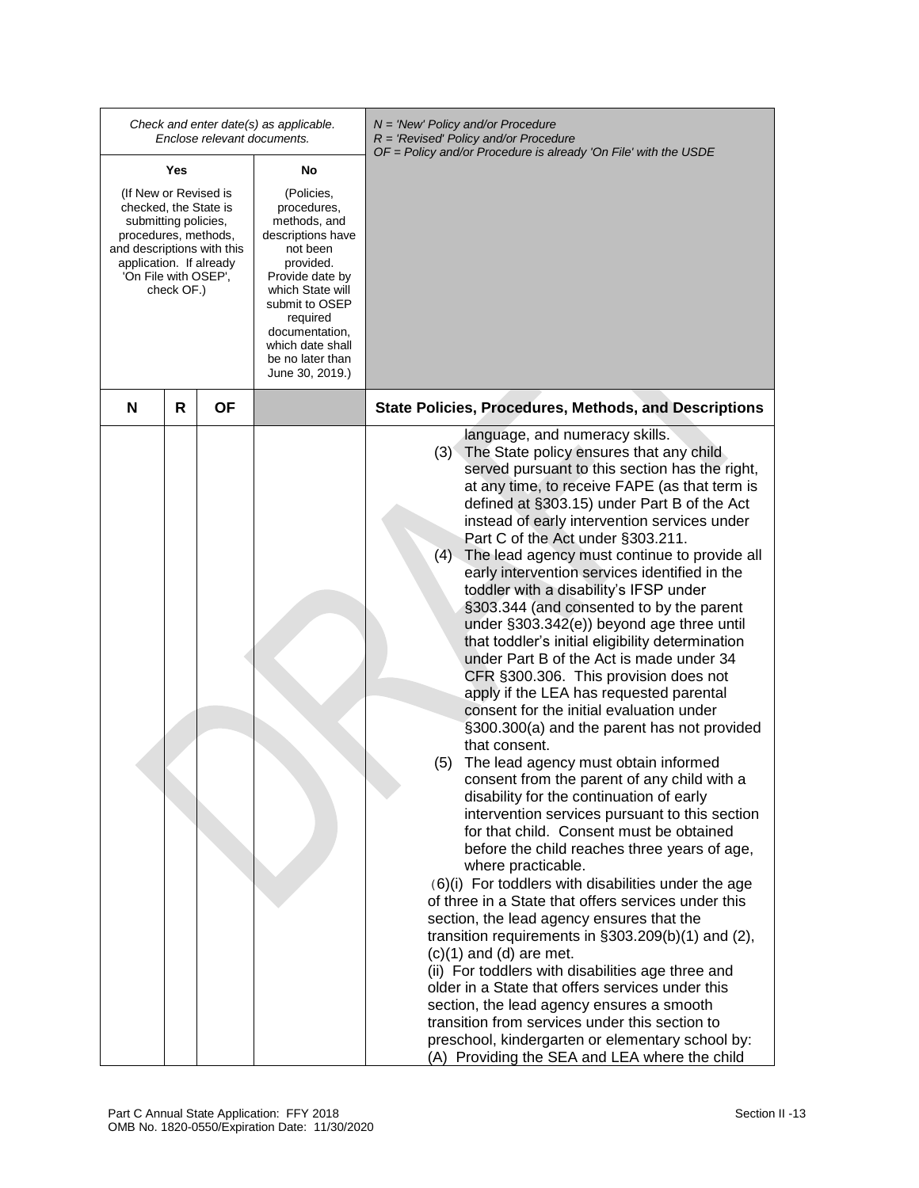| Check and enter date(s) as applicable. Enclose relevant documents. | | | | *N = 'New' Policy and/or Procedure* *R = 'Revised' Policy and/or Procedure* *OF = Policy and/or Procedure is already 'On File' with the USDE* |
|---|---|---|---|---|
| **Yes** (If New or Revised is checked, the State is submitting policies, procedures, methods, and descriptions with this application. If already 'On File with OSEP', check OF.) | | | **No** (Policies, procedures, methods, and descriptions have not been provided. Provide date by which State will submit to OSEP required documentation, which date shall be no later than June 30, 2019.) | |
| **N** | **R** | **OF** | | **State Policies, Procedures, Methods, and Descriptions** |
| | | | | language, and numeracy skills.<br>(3) The State policy ensures that any child served pursuant to this section has the right, at any time, to receive FAPE (as that term is defined at §303.15) under Part B of the Act instead of early intervention services under Part C of the Act under §303.211.<br>(4) The lead agency must continue to provide all early intervention services identified in the toddler with a disability's IFSP under §303.344 (and consented to by the parent under §303.342(e)) beyond age three until that toddler's initial eligibility determination under Part B of the Act is made under 34 CFR §300.306. This provision does not apply if the LEA has requested parental consent for the initial evaluation under §300.300(a) and the parent has not provided that consent.<br>(5) The lead agency must obtain informed consent from the parent of any child with a disability for the continuation of early intervention services pursuant to this section for that child. Consent must be obtained before the child reaches three years of age, where practicable.<br>(6)(i) For toddlers with disabilities under the age of three in a State that offers services under this section, the lead agency ensures that the transition requirements in §303.209(b)(1) and (2), (c)(1) and (d) are met.<br>(ii) For toddlers with disabilities age three and older in a State that offers services under this section, the lead agency ensures a smooth transition from services under this section to preschool, kindergarten or elementary school by:<br>(A) Providing the SEA and LEA where the child |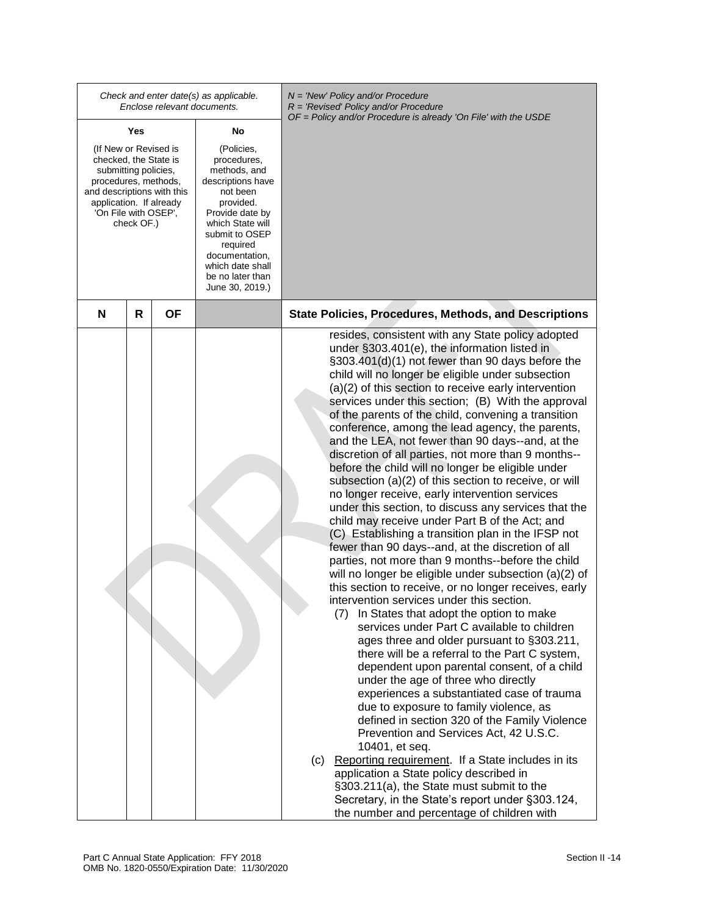| Check and enter date(s) as applicable. Enclose relevant documents. | | | | N = 'New' Policy and/or Procedure<br>R = 'Revised' Policy and/or Procedure<br>OF = Policy and/or Procedure is already 'On File' with the USDE |
|---|---|---|---|---|
| Yes<br>(If New or Revised is checked, the State is submitting policies, procedures, methods, and descriptions with this application. If already 'On File with OSEP', check OF.) | | | No<br>(Policies, procedures, methods, and descriptions have not been provided. Provide date by which State will submit to OSEP required documentation, which date shall be no later than June 30, 2019.) | |
| **N** | **R** | **OF** | | **State Policies, Procedures, Methods, and Descriptions** |
| | | | | resides, consistent with any State policy adopted under §303.401(e), the information listed in §303.401(d)(1) not fewer than 90 days before the child will no longer be eligible under subsection (a)(2) of this section to receive early intervention services under this section; (B) With the approval of the parents of the child, convening a transition conference, among the lead agency, the parents, and the LEA, not fewer than 90 days--and, at the discretion of all parties, not more than 9 months--before the child will no longer be eligible under subsection (a)(2) of this section to receive, or will no longer receive, early intervention services under this section, to discuss any services that the child may receive under Part B of the Act; and (C) Establishing a transition plan in the IFSP not fewer than 90 days--and, at the discretion of all parties, not more than 9 months--before the child will no longer be eligible under subsection (a)(2) of this section to receive, or no longer receives, early intervention services under this section.<br>(7) In States that adopt the option to make services under Part C available to children ages three and older pursuant to §303.211, there will be a referral to the Part C system, dependent upon parental consent, of a child under the age of three who directly experiences a substantiated case of trauma due to exposure to family violence, as defined in section 320 of the Family Violence Prevention and Services Act, 42 U.S.C. 10401, et seq.<br>(c) Reporting requirement. If a State includes in its application a State policy described in §303.211(a), the State must submit to the Secretary, in the State's report under §303.124, the number and percentage of children with |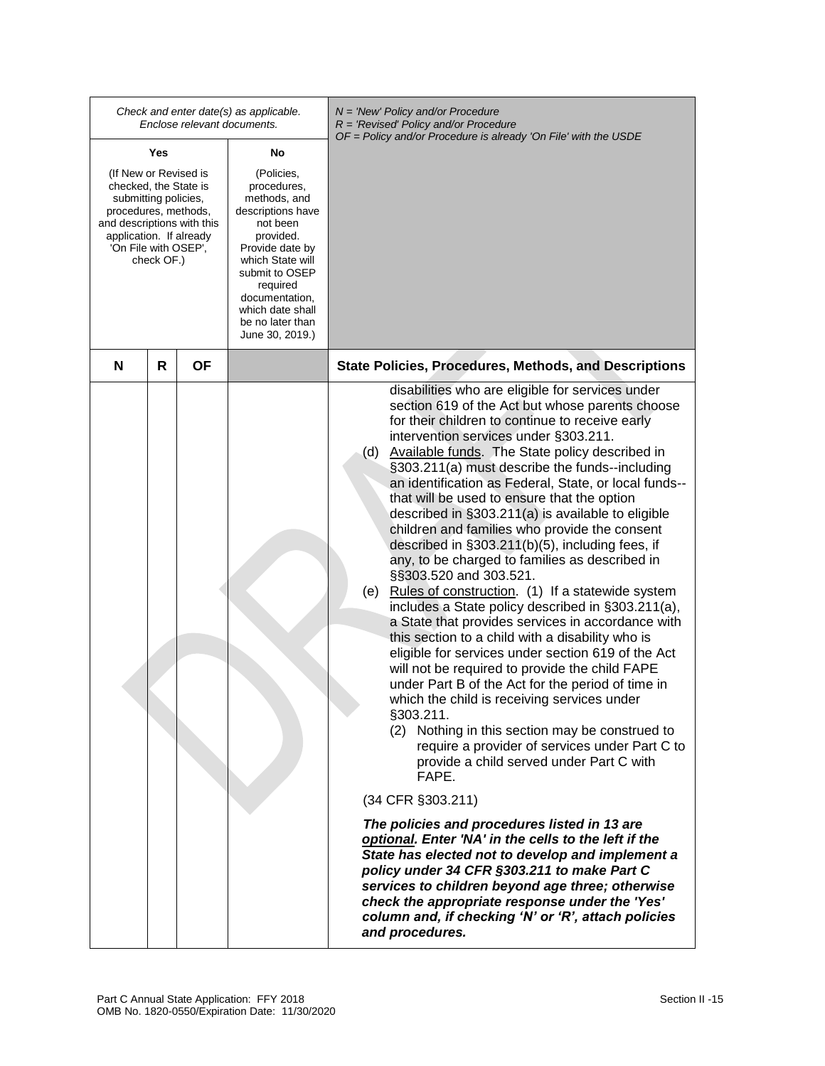| Check and enter date(s) as applicable. Enclose relevant documents. | | | | N = 'New' Policy and/or Procedure<br>R = 'Revised' Policy and/or Procedure<br>OF = Policy and/or Procedure is already 'On File' with the USDE |
|---|---|---|---|---|
| Yes<br><br>(If New or Revised is checked, the State is submitting policies, procedures, methods, and descriptions with this application. If already 'On File with OSEP', check OF.) | | | No<br><br>(Policies, procedures, methods, and descriptions have not been provided. Provide date by which State will submit to OSEP required documentation, which date shall be no later than June 30, 2019.) | |
| **N** | **R** | **OF** | | **State Policies, Procedures, Methods, and Descriptions** |
| | | | | disabilities who are eligible for services under section 619 of the Act but whose parents choose for their children to continue to receive early intervention services under §303.211.<br>(d) Available funds. The State policy described in §303.211(a) must describe the funds--including an identification as Federal, State, or local funds--that will be used to ensure that the option described in §303.211(a) is available to eligible children and families who provide the consent described in §303.211(b)(5), including fees, if any, to be charged to families as described in §§303.520 and 303.521.<br>(e) Rules of construction. (1) If a statewide system includes a State policy described in §303.211(a), a State that provides services in accordance with this section to a child with a disability who is eligible for services under section 619 of the Act will not be required to provide the child FAPE under Part B of the Act for the period of time in which the child is receiving services under §303.211.<br>(2) Nothing in this section may be construed to require a provider of services under Part C to provide a child served under Part C with FAPE.<br><br>(34 CFR §303.211)<br><br>***The policies and procedures listed in 13 are optional. Enter 'NA' in the cells to the left if the State has elected not to develop and implement a policy under 34 CFR §303.211 to make Part C services to children beyond age three; otherwise check the appropriate response under the 'Yes' column and, if checking 'N' or 'R', attach policies and procedures.*** |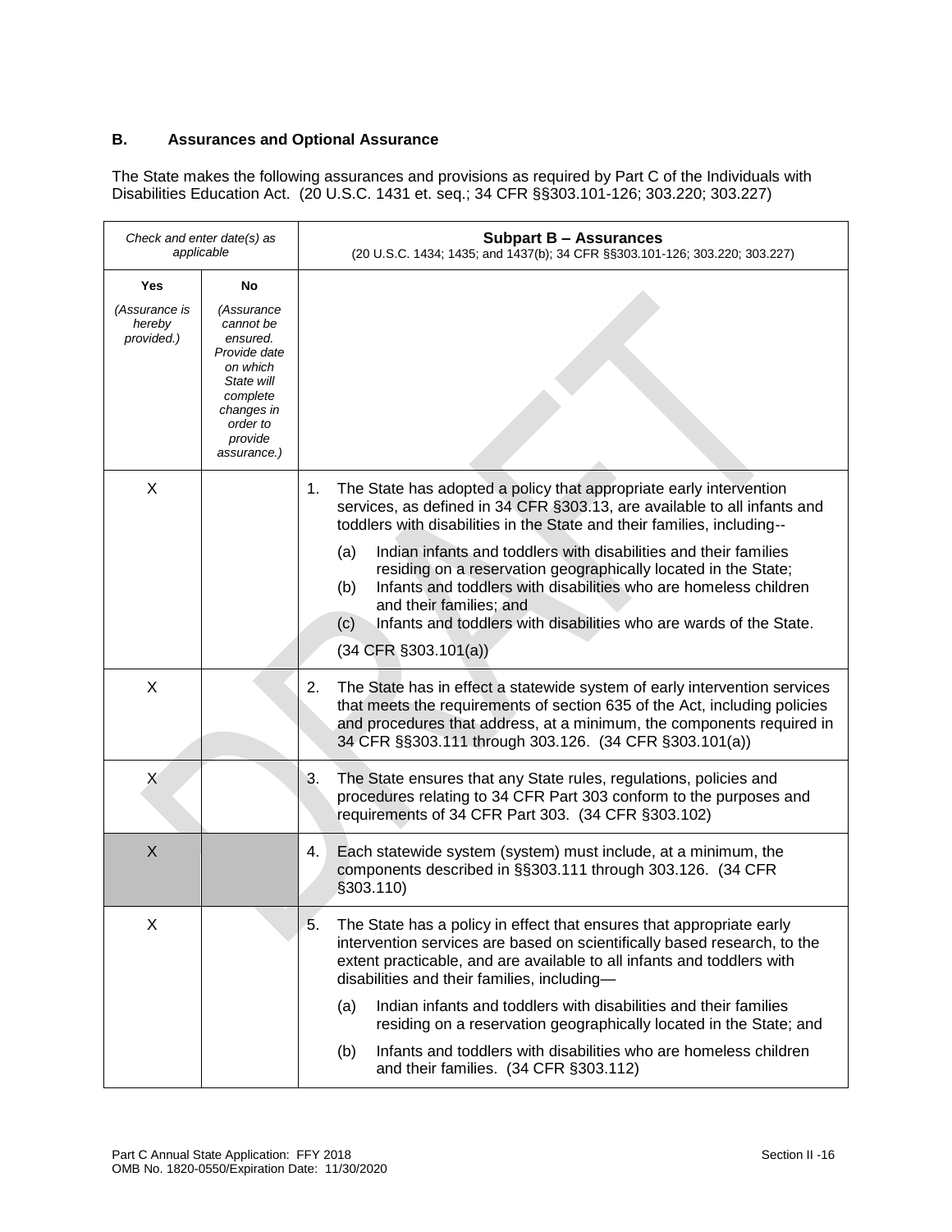## B. Assurances and Optional Assurance

The State makes the following assurances and provisions as required by Part C of the Individuals with Disabilities Education Act. (20 U.S.C. 1431 et. seq.; 34 CFR §§303.101-126; 303.220; 303.227)

| *Check and enter date(s) as applicable* | | **Subpart B – Assurances**<br>(20 U.S.C. 1434; 1435; and 1437(b); 34 CFR §§303.101-126; 303.220; 303.227) |
|---|---|---|
| **Yes**<br>*(Assurance is hereby provided.)* | **No**<br>*(Assurance cannot be ensured. Provide date on which State will complete changes in order to provide assurance.)* | |
| X | | 1. The State has adopted a policy that appropriate early intervention services, as defined in 34 CFR §303.13, are available to all infants and toddlers with disabilities in the State and their families, including--<br>(a) Indian infants and toddlers with disabilities and their families residing on a reservation geographically located in the State;<br>(b) Infants and toddlers with disabilities who are homeless children and their families; and<br>(c) Infants and toddlers with disabilities who are wards of the State.<br>(34 CFR §303.101(a)) |
| X | | 2. The State has in effect a statewide system of early intervention services that meets the requirements of section 635 of the Act, including policies and procedures that address, at a minimum, the components required in 34 CFR §§303.111 through 303.126. (34 CFR §303.101(a)) |
| X | | 3. The State ensures that any State rules, regulations, policies and procedures relating to 34 CFR Part 303 conform to the purposes and requirements of 34 CFR Part 303. (34 CFR §303.102) |
| X | | 4. Each statewide system (system) must include, at a minimum, the components described in §§303.111 through 303.126. (34 CFR §303.110) |
| X | | 5. The State has a policy in effect that ensures that appropriate early intervention services are based on scientifically based research, to the extent practicable, and are available to all infants and toddlers with disabilities and their families, including—<br>(a) Indian infants and toddlers with disabilities and their families residing on a reservation geographically located in the State; and<br>(b) Infants and toddlers with disabilities who are homeless children and their families. (34 CFR §303.112) |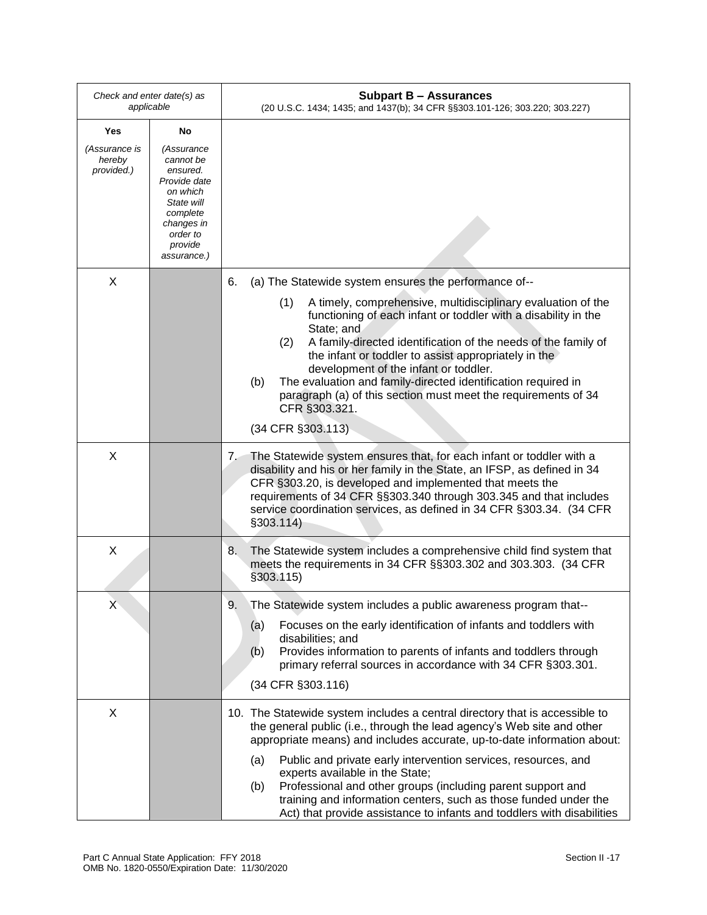| Check and enter date(s) as applicable | | **Subpart B – Assurances** (20 U.S.C. 1434; 1435; and 1437(b); 34 CFR §§303.101-126; 303.220; 303.227) |
|---|---|---|
| **Yes** *(Assurance is hereby provided.)* | **No** *(Assurance cannot be ensured. Provide date on which State will complete changes in order to provide assurance.)* | |
| X | | 6. (a) The Statewide system ensures the performance of-- (1) A timely, comprehensive, multidisciplinary evaluation of the functioning of each infant or toddler with a disability in the State; and (2) A family-directed identification of the needs of the family of the infant or toddler to assist appropriately in the development of the infant or toddler. (b) The evaluation and family-directed identification required in paragraph (a) of this section must meet the requirements of 34 CFR §303.321. (34 CFR §303.113) |
| X | | 7. The Statewide system ensures that, for each infant or toddler with a disability and his or her family in the State, an IFSP, as defined in 34 CFR §303.20, is developed and implemented that meets the requirements of 34 CFR §§303.340 through 303.345 and that includes service coordination services, as defined in 34 CFR §303.34. (34 CFR §303.114) |
| X | | 8. The Statewide system includes a comprehensive child find system that meets the requirements in 34 CFR §§303.302 and 303.303. (34 CFR §303.115) |
| X | | 9. The Statewide system includes a public awareness program that-- (a) Focuses on the early identification of infants and toddlers with disabilities; and (b) Provides information to parents of infants and toddlers through primary referral sources in accordance with 34 CFR §303.301. (34 CFR §303.116) |
| X | | 10. The Statewide system includes a central directory that is accessible to the general public (i.e., through the lead agency's Web site and other appropriate means) and includes accurate, up-to-date information about: (a) Public and private early intervention services, resources, and experts available in the State; (b) Professional and other groups (including parent support and training and information centers, such as those funded under the Act) that provide assistance to infants and toddlers with disabilities |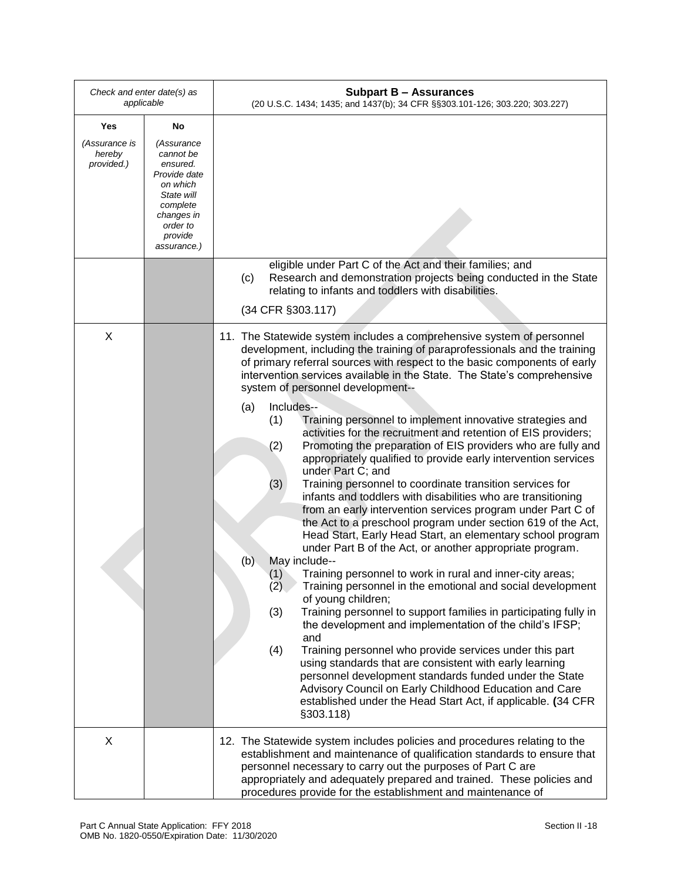| Check and enter date(s) as applicable | | **Subpart B – Assurances** (20 U.S.C. 1434; 1435; and 1437(b); 34 CFR §§303.101-126; 303.220; 303.227) |
|---|---|---|
| **Yes** *(Assurance is hereby provided.)* | **No** *(Assurance cannot be ensured. Provide date on which State will complete changes in order to provide assurance.)* | |
| | | eligible under Part C of the Act and their families; and<br>(c) Research and demonstration projects being conducted in the State relating to infants and toddlers with disabilities.<br>(34 CFR §303.117) |
| X | | 11. The Statewide system includes a comprehensive system of personnel development, including the training of paraprofessionals and the training of primary referral sources with respect to the basic components of early intervention services available in the State. The State's comprehensive system of personnel development--<br>(a) Includes--<br>(1) Training personnel to implement innovative strategies and activities for the recruitment and retention of EIS providers;<br>(2) Promoting the preparation of EIS providers who are fully and appropriately qualified to provide early intervention services under Part C; and<br>(3) Training personnel to coordinate transition services for infants and toddlers with disabilities who are transitioning from an early intervention services program under Part C of the Act to a preschool program under section 619 of the Act, Head Start, Early Head Start, an elementary school program under Part B of the Act, or another appropriate program.<br>(b) May include--<br>(1) Training personnel to work in rural and inner-city areas;<br>(2) Training personnel in the emotional and social development of young children;<br>(3) Training personnel to support families in participating fully in the development and implementation of the child's IFSP; and<br>(4) Training personnel who provide services under this part using standards that are consistent with early learning personnel development standards funded under the State Advisory Council on Early Childhood Education and Care established under the Head Start Act, if applicable. **(**34 CFR §303.118) |
| X | | 12. The Statewide system includes policies and procedures relating to the establishment and maintenance of qualification standards to ensure that personnel necessary to carry out the purposes of Part C are appropriately and adequately prepared and trained. These policies and procedures provide for the establishment and maintenance of |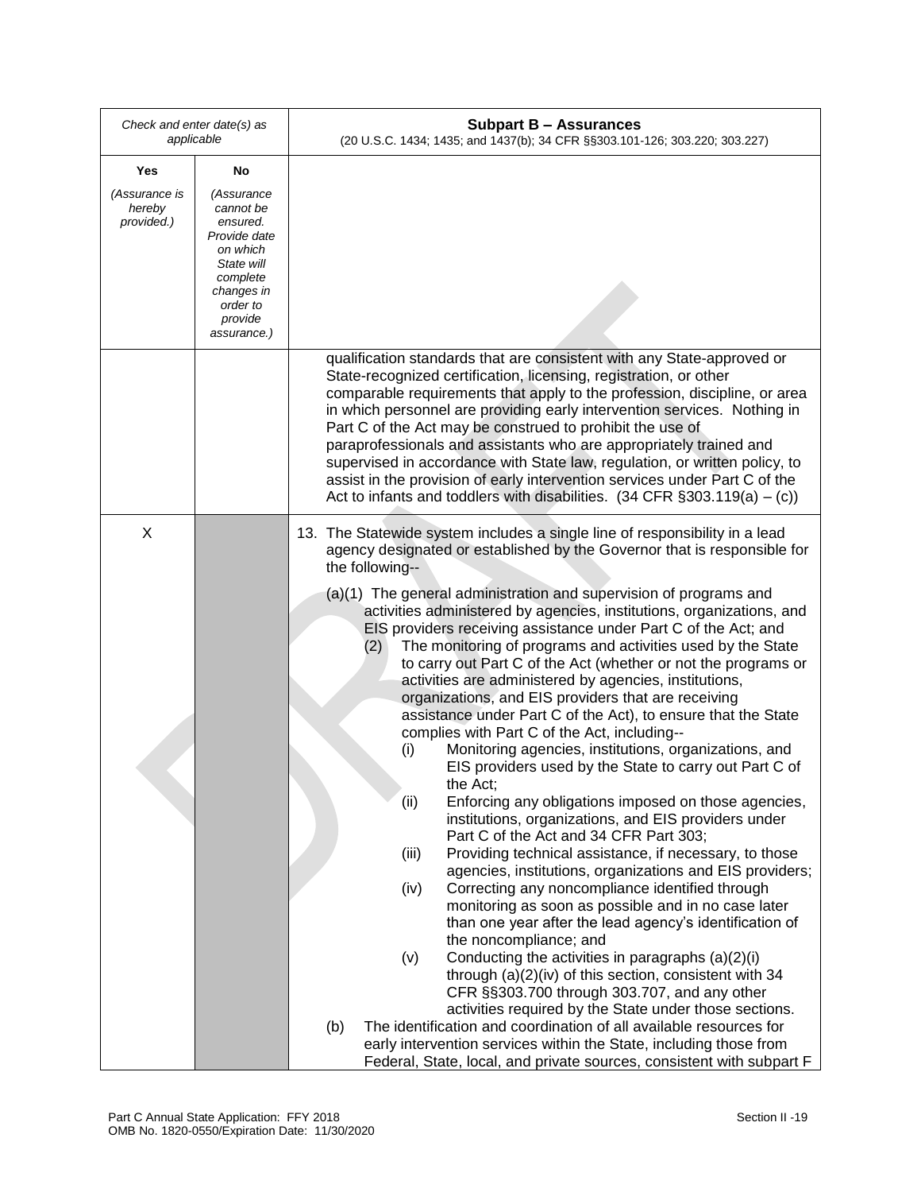| Check and enter date(s) as applicable | | **Subpart B – Assurances** (20 U.S.C. 1434; 1435; and 1437(b); 34 CFR §§303.101-126; 303.220; 303.227) |
|---|---|---|
| **Yes** *(Assurance is hereby provided.)* | **No** *(Assurance cannot be ensured. Provide date on which State will complete changes in order to provide assurance.)* | |
| | | qualification standards that are consistent with any State-approved or State-recognized certification, licensing, registration, or other comparable requirements that apply to the profession, discipline, or area in which personnel are providing early intervention services. Nothing in Part C of the Act may be construed to prohibit the use of paraprofessionals and assistants who are appropriately trained and supervised in accordance with State law, regulation, or written policy, to assist in the provision of early intervention services under Part C of the Act to infants and toddlers with disabilities. (34 CFR §303.119(a) – (c)) |
| X | | 13. The Statewide system includes a single line of responsibility in a lead agency designated or established by the Governor that is responsible for the following--<br><br>(a)(1) The general administration and supervision of programs and activities administered by agencies, institutions, organizations, and EIS providers receiving assistance under Part C of the Act; and<br>(2) The monitoring of programs and activities used by the State to carry out Part C of the Act (whether or not the programs or activities are administered by agencies, institutions, organizations, and EIS providers that are receiving assistance under Part C of the Act), to ensure that the State complies with Part C of the Act, including--<br>(i) Monitoring agencies, institutions, organizations, and EIS providers used by the State to carry out Part C of the Act;<br>(ii) Enforcing any obligations imposed on those agencies, institutions, organizations, and EIS providers under Part C of the Act and 34 CFR Part 303;<br>(iii) Providing technical assistance, if necessary, to those agencies, institutions, organizations and EIS providers;<br>(iv) Correcting any noncompliance identified through monitoring as soon as possible and in no case later than one year after the lead agency's identification of the noncompliance; and<br>(v) Conducting the activities in paragraphs (a)(2)(i) through (a)(2)(iv) of this section, consistent with 34 CFR §§303.700 through 303.707, and any other activities required by the State under those sections.<br>(b) The identification and coordination of all available resources for early intervention services within the State, including those from Federal, State, local, and private sources, consistent with subpart F |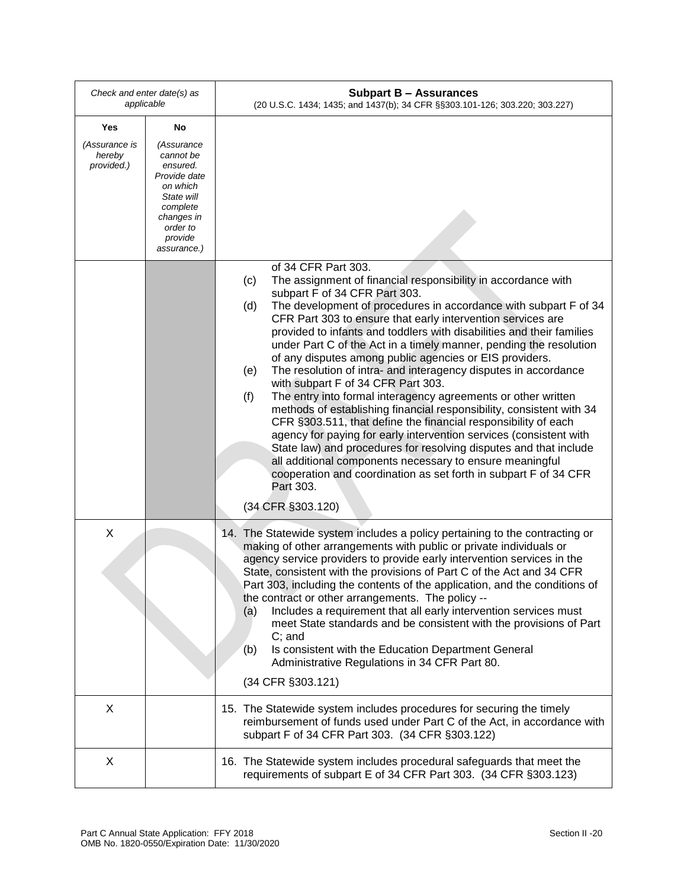| *Check and enter date(s) as applicable* | | **Subpart B – Assurances**<br>(20 U.S.C. 1434; 1435; and 1437(b); 34 CFR §§303.101-126; 303.220; 303.227) |
|---|---|---|
| **Yes**<br>*(Assurance is hereby provided.)* | **No**<br>*(Assurance cannot be ensured. Provide date on which State will complete changes in order to provide assurance.)* | |
| | | of 34 CFR Part 303.<br>(c) The assignment of financial responsibility in accordance with subpart F of 34 CFR Part 303.<br>(d) The development of procedures in accordance with subpart F of 34 CFR Part 303 to ensure that early intervention services are provided to infants and toddlers with disabilities and their families under Part C of the Act in a timely manner, pending the resolution of any disputes among public agencies or EIS providers.<br>(e) The resolution of intra- and interagency disputes in accordance with subpart F of 34 CFR Part 303.<br>(f) The entry into formal interagency agreements or other written methods of establishing financial responsibility, consistent with 34 CFR §303.511, that define the financial responsibility of each agency for paying for early intervention services (consistent with State law) and procedures for resolving disputes and that include all additional components necessary to ensure meaningful cooperation and coordination as set forth in subpart F of 34 CFR Part 303.<br><br>(34 CFR §303.120) |
| X | | 14. The Statewide system includes a policy pertaining to the contracting or making of other arrangements with public or private individuals or agency service providers to provide early intervention services in the State, consistent with the provisions of Part C of the Act and 34 CFR Part 303, including the contents of the application, and the conditions of the contract or other arrangements. The policy --<br>(a) Includes a requirement that all early intervention services must meet State standards and be consistent with the provisions of Part C; and<br>(b) Is consistent with the Education Department General Administrative Regulations in 34 CFR Part 80.<br><br>(34 CFR §303.121) |
| X | | 15. The Statewide system includes procedures for securing the timely reimbursement of funds used under Part C of the Act, in accordance with subpart F of 34 CFR Part 303. (34 CFR §303.122) |
| X | | 16. The Statewide system includes procedural safeguards that meet the requirements of subpart E of 34 CFR Part 303. (34 CFR §303.123) |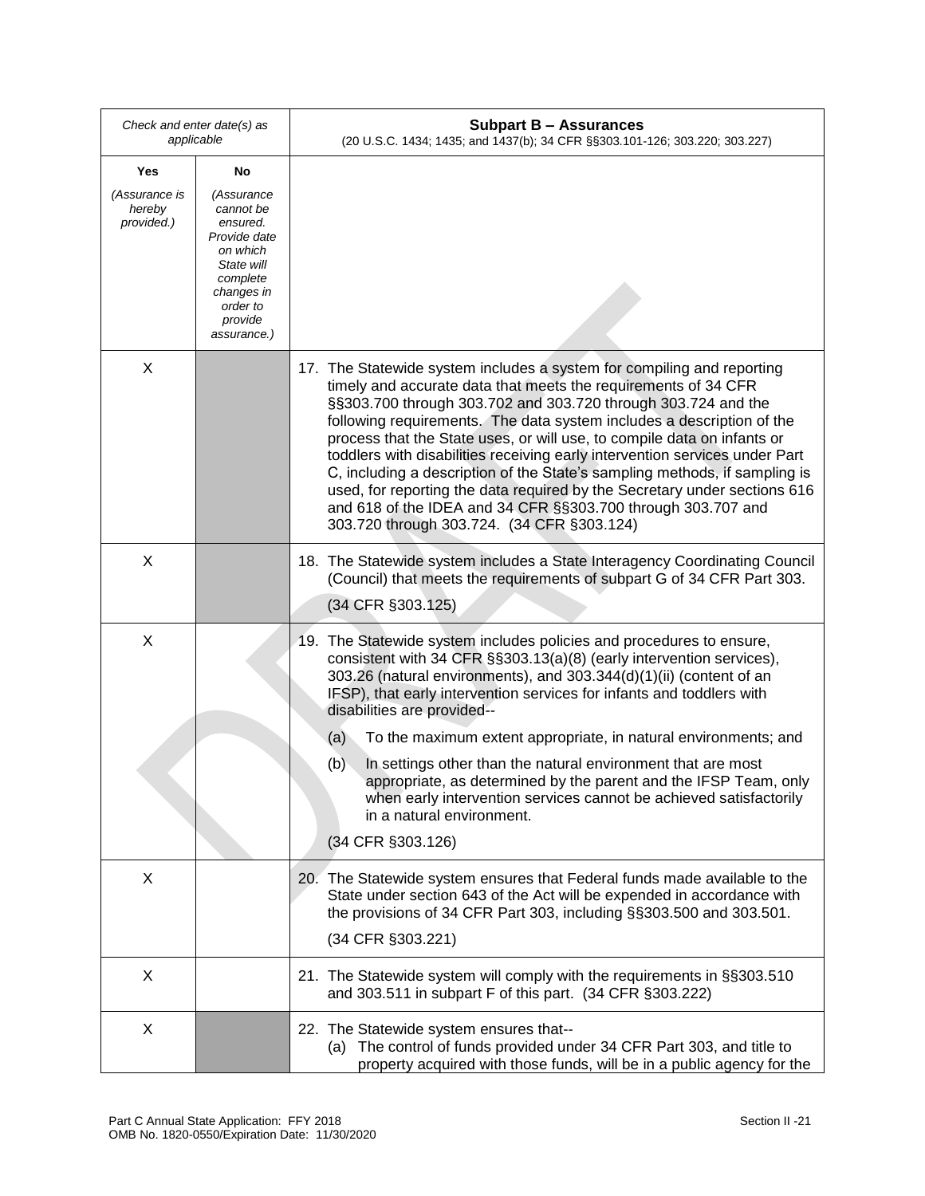| Check and enter date(s) as applicable | | **Subpart B – Assurances**<br>(20 U.S.C. 1434; 1435; and 1437(b); 34 CFR §§303.101-126; 303.220; 303.227) |
|---|---|---|
| **Yes**<br>*(Assurance is hereby provided.)* | **No**<br>*(Assurance cannot be ensured. Provide date on which State will complete changes in order to provide assurance.)* | |
| X | | 17. The Statewide system includes a system for compiling and reporting timely and accurate data that meets the requirements of 34 CFR §§303.700 through 303.702 and 303.720 through 303.724 and the following requirements. The data system includes a description of the process that the State uses, or will use, to compile data on infants or toddlers with disabilities receiving early intervention services under Part C, including a description of the State's sampling methods, if sampling is used, for reporting the data required by the Secretary under sections 616 and 618 of the IDEA and 34 CFR §§303.700 through 303.707 and 303.720 through 303.724. (34 CFR §303.124) |
| X | | 18. The Statewide system includes a State Interagency Coordinating Council (Council) that meets the requirements of subpart G of 34 CFR Part 303.<br>(34 CFR §303.125) |
| X | | 19. The Statewide system includes policies and procedures to ensure, consistent with 34 CFR §§303.13(a)(8) (early intervention services), 303.26 (natural environments), and 303.344(d)(1)(ii) (content of an IFSP), that early intervention services for infants and toddlers with disabilities are provided--<br>(a) To the maximum extent appropriate, in natural environments; and<br>(b) In settings other than the natural environment that are most appropriate, as determined by the parent and the IFSP Team, only when early intervention services cannot be achieved satisfactorily in a natural environment.<br>(34 CFR §303.126) |
| X | | 20. The Statewide system ensures that Federal funds made available to the State under section 643 of the Act will be expended in accordance with the provisions of 34 CFR Part 303, including §§303.500 and 303.501.<br>(34 CFR §303.221) |
| X | | 21. The Statewide system will comply with the requirements in §§303.510 and 303.511 in subpart F of this part. (34 CFR §303.222) |
| X | | 22. The Statewide system ensures that--<br>(a) The control of funds provided under 34 CFR Part 303, and title to property acquired with those funds, will be in a public agency for the |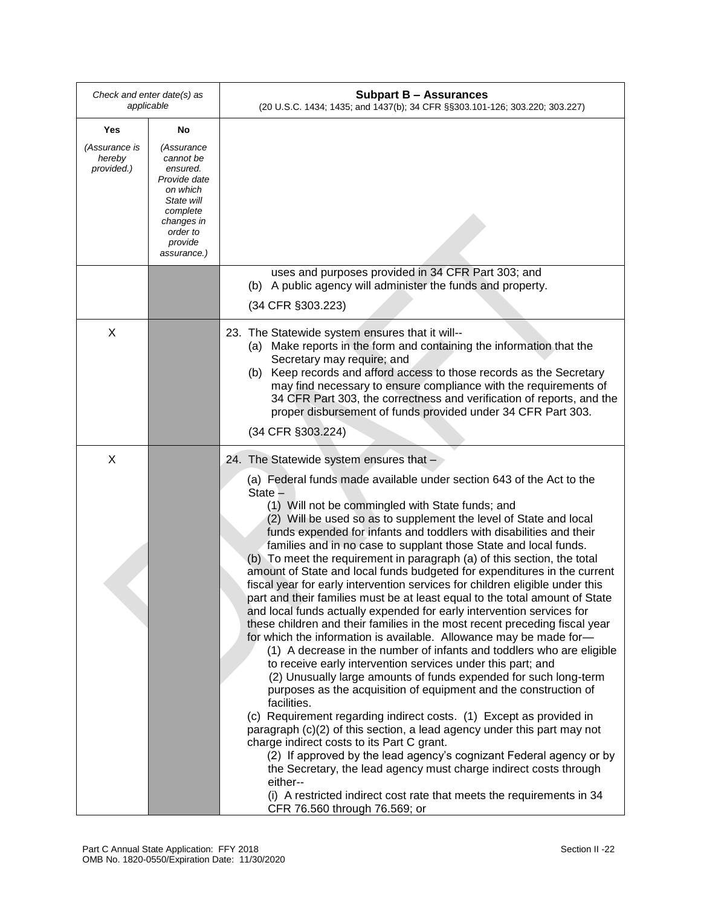| Check and enter date(s) as applicable | | **Subpart B – Assurances** (20 U.S.C. 1434; 1435; and 1437(b); 34 CFR §§303.101-126; 303.220; 303.227) |
|---|---|---|
| **Yes** *(Assurance is hereby provided.)* | **No** *(Assurance cannot be ensured. Provide date on which State will complete changes in order to provide assurance.)* | |
| | | uses and purposes provided in 34 CFR Part 303; and<br>(b) A public agency will administer the funds and property.<br>(34 CFR §303.223) |
| X | | 23. The Statewide system ensures that it will--<br>(a) Make reports in the form and containing the information that the Secretary may require; and<br>(b) Keep records and afford access to those records as the Secretary may find necessary to ensure compliance with the requirements of 34 CFR Part 303, the correctness and verification of reports, and the proper disbursement of funds provided under 34 CFR Part 303.<br>(34 CFR §303.224) |
| X | | 24. The Statewide system ensures that –<br>(a) Federal funds made available under section 643 of the Act to the State –<br>(1) Will not be commingled with State funds; and<br>(2) Will be used so as to supplement the level of State and local funds expended for infants and toddlers with disabilities and their families and in no case to supplant those State and local funds.<br>(b) To meet the requirement in paragraph (a) of this section, the total amount of State and local funds budgeted for expenditures in the current fiscal year for early intervention services for children eligible under this part and their families must be at least equal to the total amount of State and local funds actually expended for early intervention services for these children and their families in the most recent preceding fiscal year for which the information is available. Allowance may be made for—<br>(1) A decrease in the number of infants and toddlers who are eligible to receive early intervention services under this part; and<br>(2) Unusually large amounts of funds expended for such long-term purposes as the acquisition of equipment and the construction of facilities.<br>(c) Requirement regarding indirect costs. (1) Except as provided in paragraph (c)(2) of this section, a lead agency under this part may not charge indirect costs to its Part C grant.<br>(2) If approved by the lead agency's cognizant Federal agency or by the Secretary, the lead agency must charge indirect costs through either--<br>(i) A restricted indirect cost rate that meets the requirements in 34 CFR 76.560 through 76.569; or |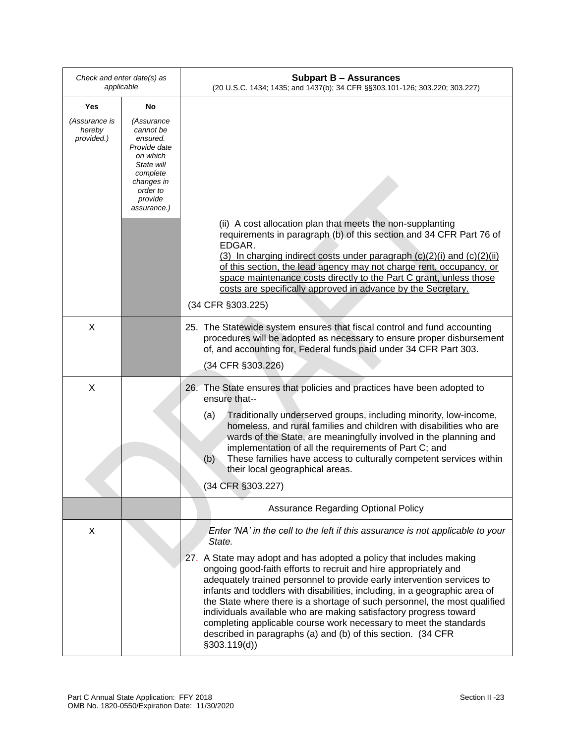| *Check and enter date(s) as applicable* | | **Subpart B – Assurances** (20 U.S.C. 1434; 1435; and 1437(b); 34 CFR §§303.101-126; 303.220; 303.227) |
|---|---|---|
| **Yes** *(Assurance is hereby provided.)* | **No** *(Assurance cannot be ensured. Provide date on which State will complete changes in order to provide assurance.)* | |
| | | (ii) A cost allocation plan that meets the non-supplanting requirements in paragraph (b) of this section and 34 CFR Part 76 of EDGAR. <br> (3) In charging indirect costs under paragraph (c)(2)(i) and (c)(2)(ii) of this section, the lead agency may not charge rent, occupancy, or space maintenance costs directly to the Part C grant, unless those costs are specifically approved in advance by the Secretary. <br> (34 CFR §303.225) |
| X | | 25. The Statewide system ensures that fiscal control and fund accounting procedures will be adopted as necessary to ensure proper disbursement of, and accounting for, Federal funds paid under 34 CFR Part 303. <br> (34 CFR §303.226) |
| X | | 26. The State ensures that policies and practices have been adopted to ensure that-- <br> (a) Traditionally underserved groups, including minority, low-income, homeless, and rural families and children with disabilities who are wards of the State, are meaningfully involved in the planning and implementation of all the requirements of Part C; and <br> (b) These families have access to culturally competent services within their local geographical areas. <br> (34 CFR §303.227) |
| | | Assurance Regarding Optional Policy |
| X | | *Enter 'NA' in the cell to the left if this assurance is not applicable to your State.* <br> 27. A State may adopt and has adopted a policy that includes making ongoing good-faith efforts to recruit and hire appropriately and adequately trained personnel to provide early intervention services to infants and toddlers with disabilities, including, in a geographic area of the State where there is a shortage of such personnel, the most qualified individuals available who are making satisfactory progress toward completing applicable course work necessary to meet the standards described in paragraphs (a) and (b) of this section. (34 CFR §303.119(d)) |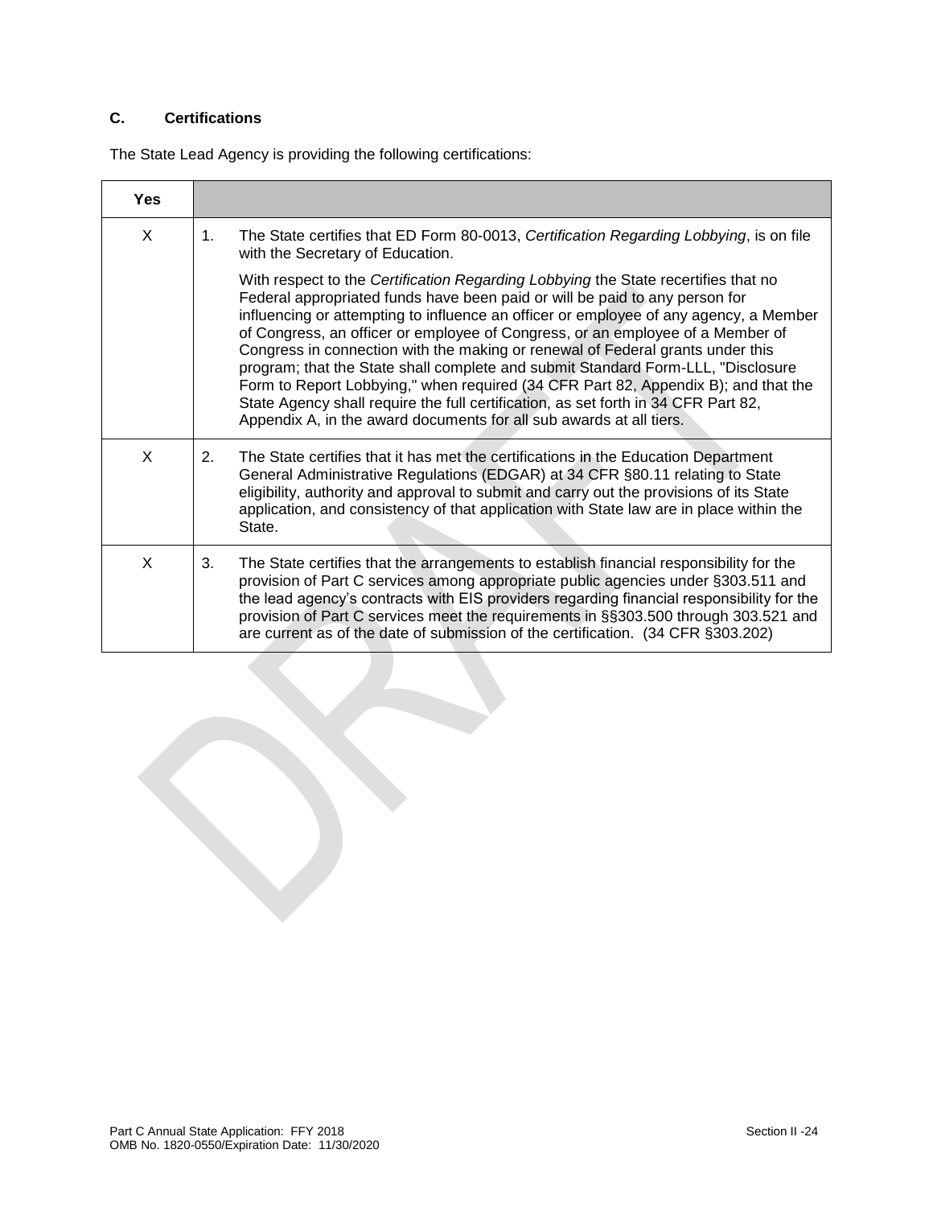### C. Certifications

The State Lead Agency is providing the following certifications:

| Yes | |
|---|---|
| X | 1. The State certifies that ED Form 80-0013, *Certification Regarding Lobbying*, is on file with the Secretary of Education.<br><br>With respect to the *Certification Regarding Lobbying* the State recertifies that no Federal appropriated funds have been paid or will be paid to any person for influencing or attempting to influence an officer or employee of any agency, a Member of Congress, an officer or employee of Congress, or an employee of a Member of Congress in connection with the making or renewal of Federal grants under this program; that the State shall complete and submit Standard Form-LLL, "Disclosure Form to Report Lobbying," when required (34 CFR Part 82, Appendix B); and that the State Agency shall require the full certification, as set forth in 34 CFR Part 82, Appendix A, in the award documents for all sub awards at all tiers. |
| X | 2. The State certifies that it has met the certifications in the Education Department General Administrative Regulations (EDGAR) at 34 CFR §80.11 relating to State eligibility, authority and approval to submit and carry out the provisions of its State application, and consistency of that application with State law are in place within the State. |
| X | 3. The State certifies that the arrangements to establish financial responsibility for the provision of Part C services among appropriate public agencies under §303.511 and the lead agency's contracts with EIS providers regarding financial responsibility for the provision of Part C services meet the requirements in §§303.500 through 303.521 and are current as of the date of submission of the certification. (34 CFR §303.202) |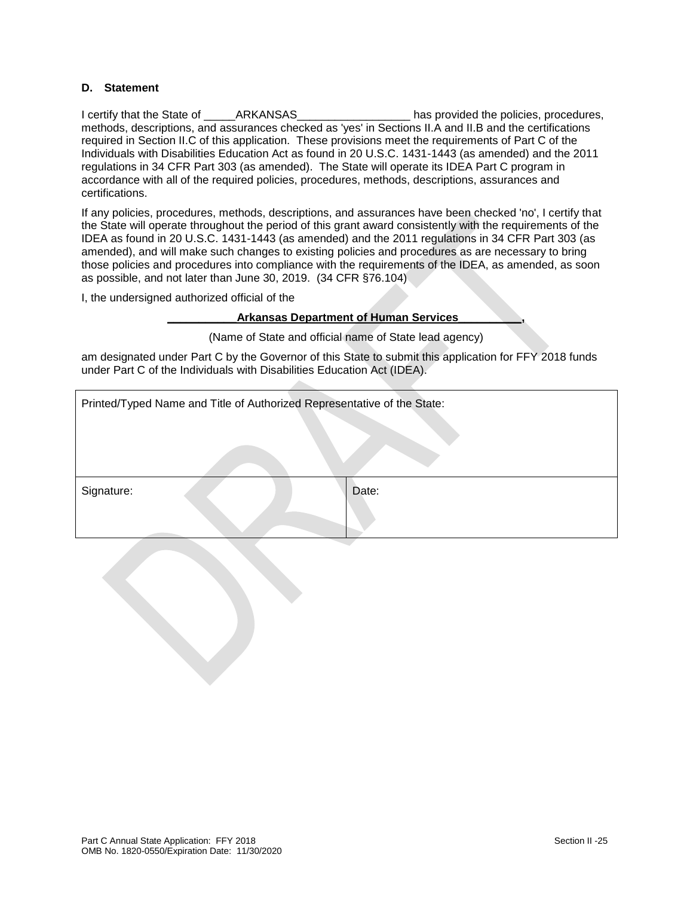### D. Statement

I certify that the State of _____ARKANSAS__________________ has provided the policies, procedures, methods, descriptions, and assurances checked as 'yes' in Sections II.A and II.B and the certifications required in Section II.C of this application. These provisions meet the requirements of Part C of the Individuals with Disabilities Education Act as found in 20 U.S.C. 1431-1443 (as amended) and the 2011 regulations in 34 CFR Part 303 (as amended). The State will operate its IDEA Part C program in accordance with all of the required policies, procedures, methods, descriptions, assurances and certifications.

If any policies, procedures, methods, descriptions, and assurances have been checked 'no', I certify that the State will operate throughout the period of this grant award consistently with the requirements of the IDEA as found in 20 U.S.C. 1431-1443 (as amended) and the 2011 regulations in 34 CFR Part 303 (as amended), and will make such changes to existing policies and procedures as are necessary to bring those policies and procedures into compliance with the requirements of the IDEA, as amended, as soon as possible, and not later than June 30, 2019. (34 CFR §76.104)

I, the undersigned authorized official of the

**___________Arkansas Department of Human Services__________,**

(Name of State and official name of State lead agency)

am designated under Part C by the Governor of this State to submit this application for FFY 2018 funds under Part C of the Individuals with Disabilities Education Act (IDEA).

| Printed/Typed Name and Title of Authorized Representative of the State: | |
|---|---|
| Signature: | Date: |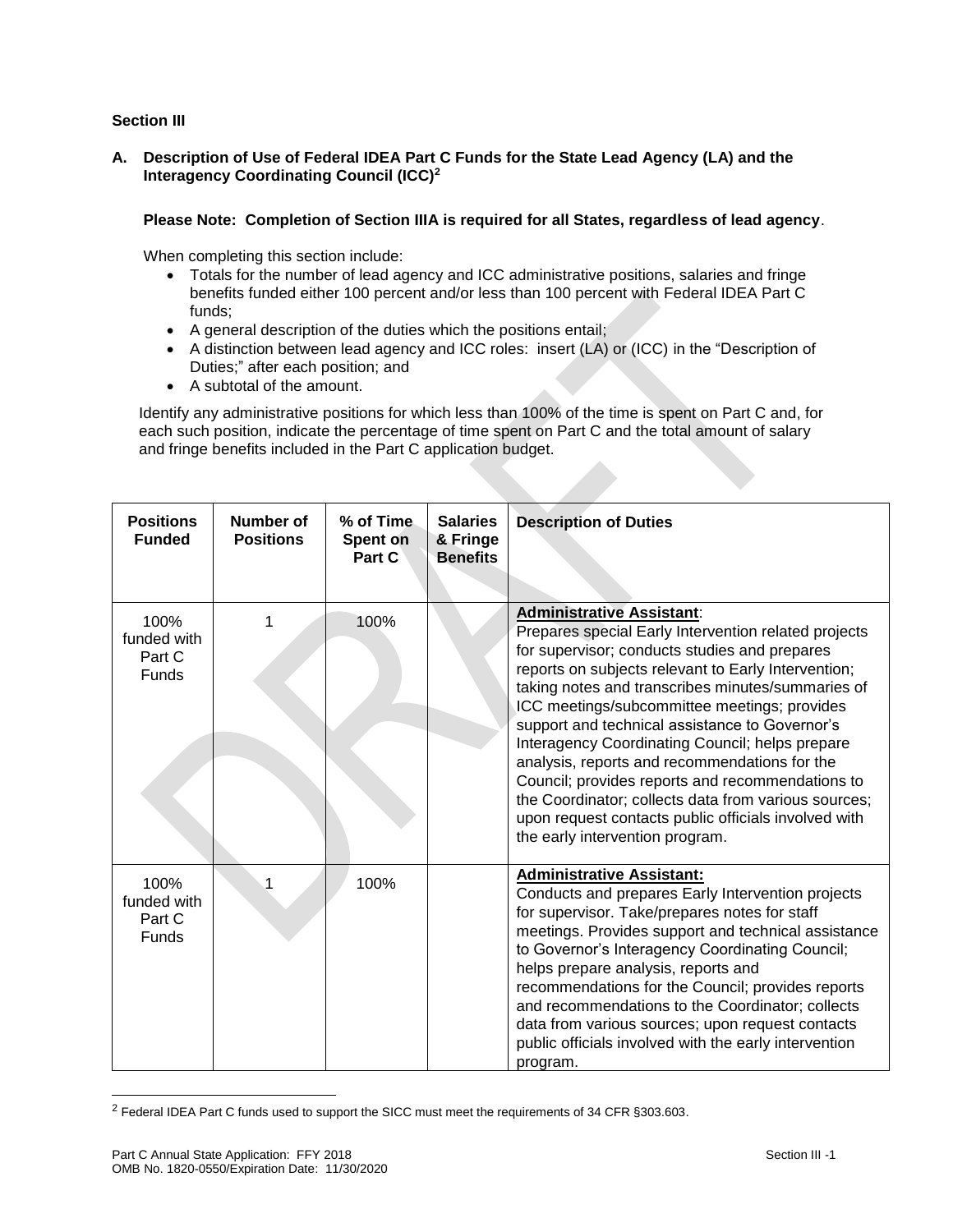**Section III**

**A. Description of Use of Federal IDEA Part C Funds for the State Lead Agency (LA) and the Interagency Coordinating Council (ICC)[2]**

**Please Note: Completion of Section IIIA is required for all States, regardless of lead agency**.

When completing this section include:

- Totals for the number of lead agency and ICC administrative positions, salaries and fringe benefits funded either 100 percent and/or less than 100 percent with Federal IDEA Part C funds;
- A general description of the duties which the positions entail;
- A distinction between lead agency and ICC roles: insert (LA) or (ICC) in the "Description of Duties;" after each position; and
- A subtotal of the amount.

Identify any administrative positions for which less than 100% of the time is spent on Part C and, for each such position, indicate the percentage of time spent on Part C and the total amount of salary and fringe benefits included in the Part C application budget.

| Positions Funded | Number of Positions | % of Time Spent on Part C | Salaries & Fringe Benefits | Description of Duties |
|---|---|---|---|---|
| 100% funded with Part C Funds | 1 | 100% | | **Administrative Assistant**: Prepares special Early Intervention related projects for supervisor; conducts studies and prepares reports on subjects relevant to Early Intervention; taking notes and transcribes minutes/summaries of ICC meetings/subcommittee meetings; provides support and technical assistance to Governor's Interagency Coordinating Council; helps prepare analysis, reports and recommendations for the Council; provides reports and recommendations to the Coordinator; collects data from various sources; upon request contacts public officials involved with the early intervention program. |
| 100% funded with Part C Funds | 1 | 100% | | **Administrative Assistant:** Conducts and prepares Early Intervention projects for supervisor. Take/prepares notes for staff meetings. Provides support and technical assistance to Governor's Interagency Coordinating Council; helps prepare analysis, reports and recommendations for the Council; provides reports and recommendations to the Coordinator; collects data from various sources; upon request contacts public officials involved with the early intervention program. |

[2] Federal IDEA Part C funds used to support the SICC must meet the requirements of 34 CFR §303.603.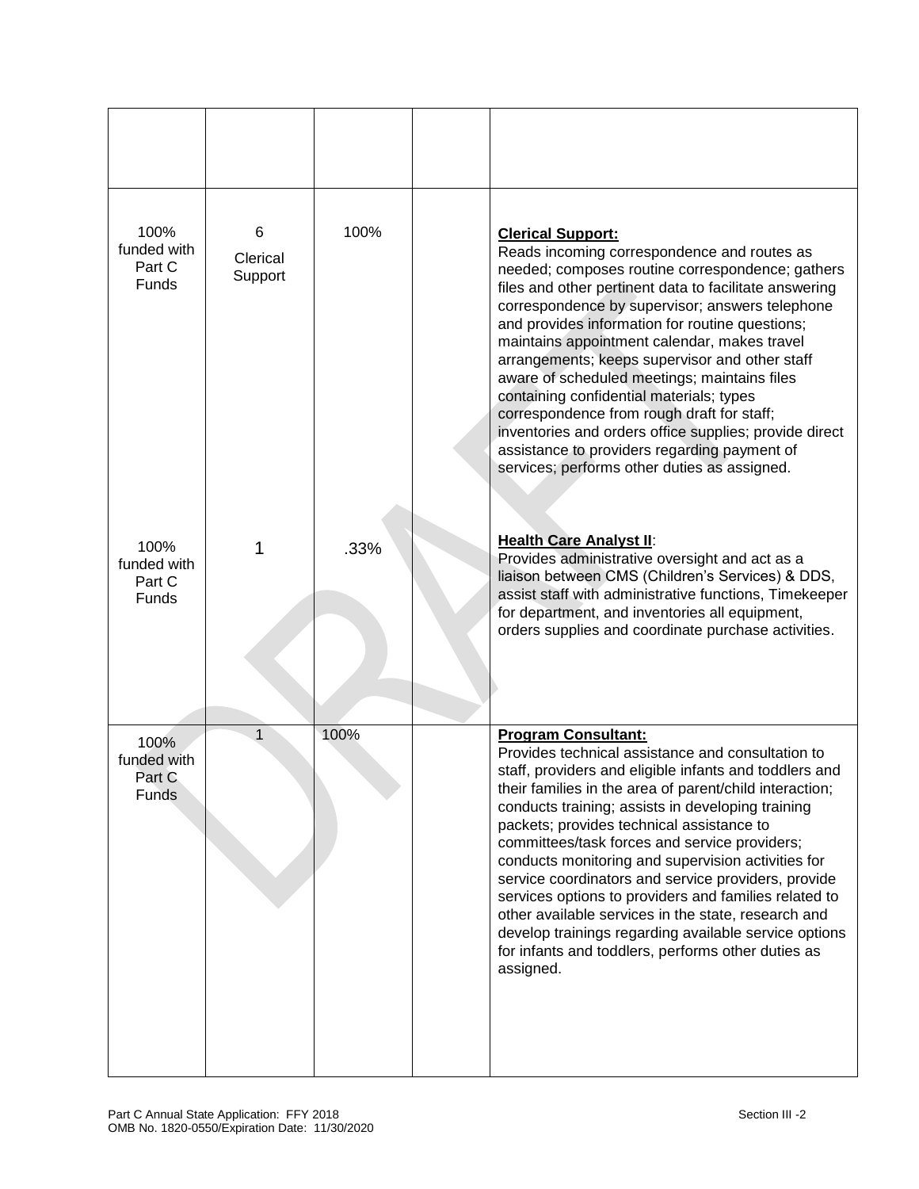| | | | | |
|---|---|---|---|---|
| 100% funded with Part C Funds | 6 Clerical Support | 100% | | **Clerical Support:** Reads incoming correspondence and routes as needed; composes routine correspondence; gathers files and other pertinent data to facilitate answering correspondence by supervisor; answers telephone and provides information for routine questions; maintains appointment calendar, makes travel arrangements; keeps supervisor and other staff aware of scheduled meetings; maintains files containing confidential materials; types correspondence from rough draft for staff; inventories and orders office supplies; provide direct assistance to providers regarding payment of services; performs other duties as assigned. |
| 100% funded with Part C Funds | 1 | .33% | | **Health Care Analyst II**: Provides administrative oversight and act as a liaison between CMS (Children's Services) & DDS, assist staff with administrative functions, Timekeeper for department, and inventories all equipment, orders supplies and coordinate purchase activities. |
| 100% funded with Part C Funds | 1 | 100% | | **Program Consultant:** Provides technical assistance and consultation to staff, providers and eligible infants and toddlers and their families in the area of parent/child interaction; conducts training; assists in developing training packets; provides technical assistance to committees/task forces and service providers; conducts monitoring and supervision activities for service coordinators and service providers, provide services options to providers and families related to other available services in the state, research and develop trainings regarding available service options for infants and toddlers, performs other duties as assigned. |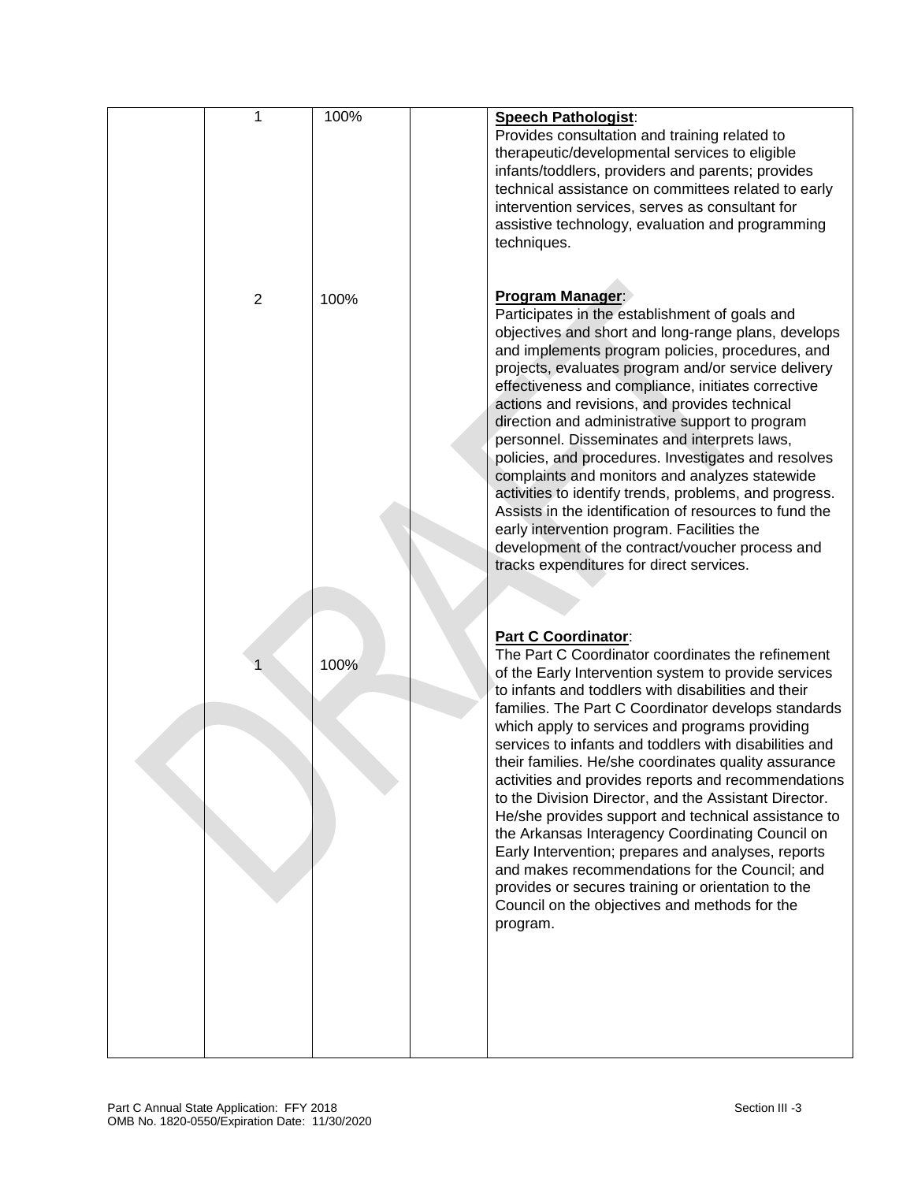| | | | | |
|---|---|---|---|---|
| | 1 | 100% | | **Speech Pathologist**:<br>Provides consultation and training related to therapeutic/developmental services to eligible infants/toddlers, providers and parents; provides technical assistance on committees related to early intervention services, serves as consultant for assistive technology, evaluation and programming techniques. |
| | 2 | 100% | | **Program Manager**:<br>Participates in the establishment of goals and objectives and short and long-range plans, develops and implements program policies, procedures, and projects, evaluates program and/or service delivery effectiveness and compliance, initiates corrective actions and revisions, and provides technical direction and administrative support to program personnel. Disseminates and interprets laws, policies, and procedures. Investigates and resolves complaints and monitors and analyzes statewide activities to identify trends, problems, and progress. Assists in the identification of resources to fund the early intervention program. Facilities the development of the contract/voucher process and tracks expenditures for direct services. |
| | 1 | 100% | | **Part C Coordinator**:<br>The Part C Coordinator coordinates the refinement of the Early Intervention system to provide services to infants and toddlers with disabilities and their families. The Part C Coordinator develops standards which apply to services and programs providing services to infants and toddlers with disabilities and their families. He/she coordinates quality assurance activities and provides reports and recommendations to the Division Director, and the Assistant Director. He/she provides support and technical assistance to the Arkansas Interagency Coordinating Council on Early Intervention; prepares and analyses, reports and makes recommendations for the Council; and provides or secures training or orientation to the Council on the objectives and methods for the program. |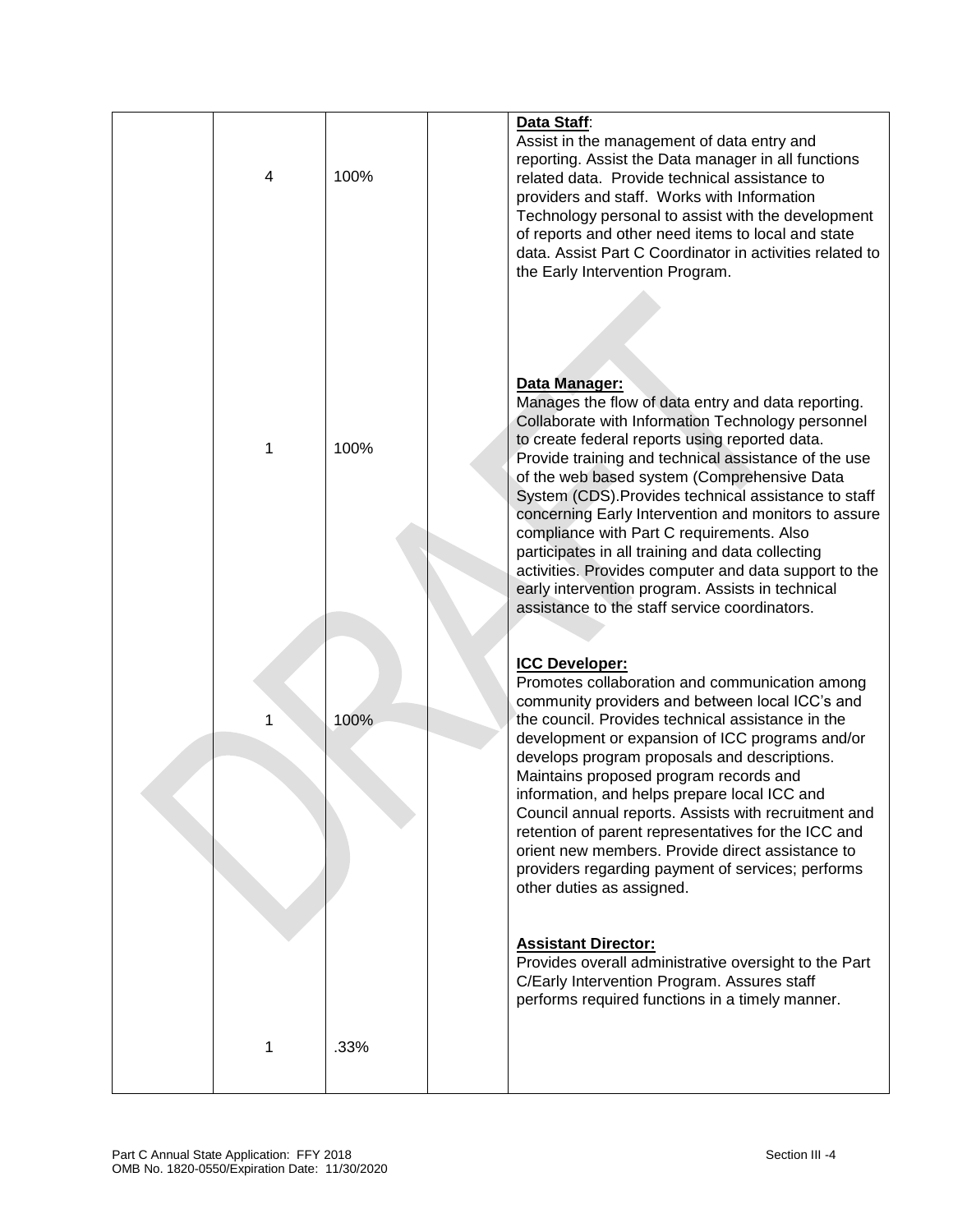| | | | | |
|---|---|---|---|---|
| | 4 | 100% | | **Data Staff**: Assist in the management of data entry and reporting. Assist the Data manager in all functions related data. Provide technical assistance to providers and staff. Works with Information Technology personal to assist with the development of reports and other need items to local and state data. Assist Part C Coordinator in activities related to the Early Intervention Program. |
| | 1 | 100% | | **Data Manager:** Manages the flow of data entry and data reporting. Collaborate with Information Technology personnel to create federal reports using reported data. Provide training and technical assistance of the use of the web based system (Comprehensive Data System (CDS).Provides technical assistance to staff concerning Early Intervention and monitors to assure compliance with Part C requirements. Also participates in all training and data collecting activities. Provides computer and data support to the early intervention program. Assists in technical assistance to the staff service coordinators. |
| | 1 | 100% | | **ICC Developer:** Promotes collaboration and communication among community providers and between local ICC's and the council. Provides technical assistance in the development or expansion of ICC programs and/or develops program proposals and descriptions. Maintains proposed program records and information, and helps prepare local ICC and Council annual reports. Assists with recruitment and retention of parent representatives for the ICC and orient new members. Provide direct assistance to providers regarding payment of services; performs other duties as assigned. |
| | 1 | .33% | | **Assistant Director:** Provides overall administrative oversight to the Part C/Early Intervention Program. Assures staff performs required functions in a timely manner. |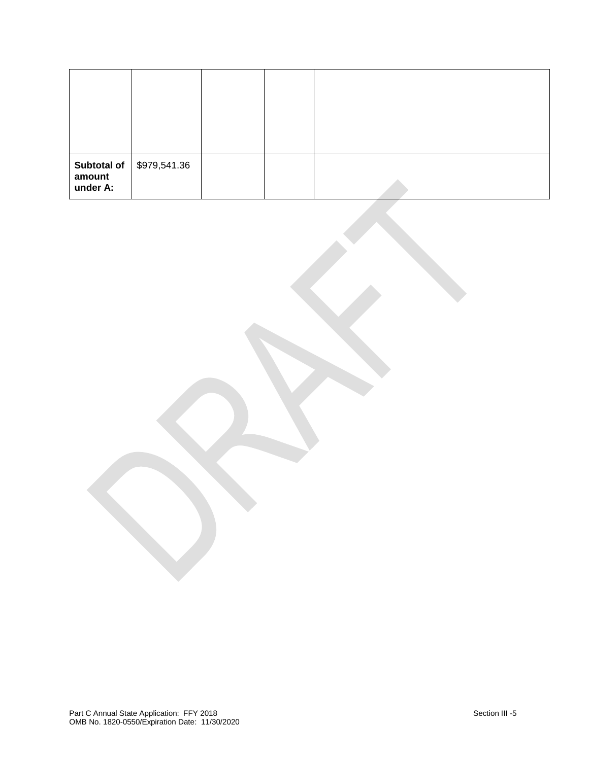| | | | | |
|---|---|---|---|---|
| | | | | |
| **Subtotal of amount under A:** | $979,541.36 | | | |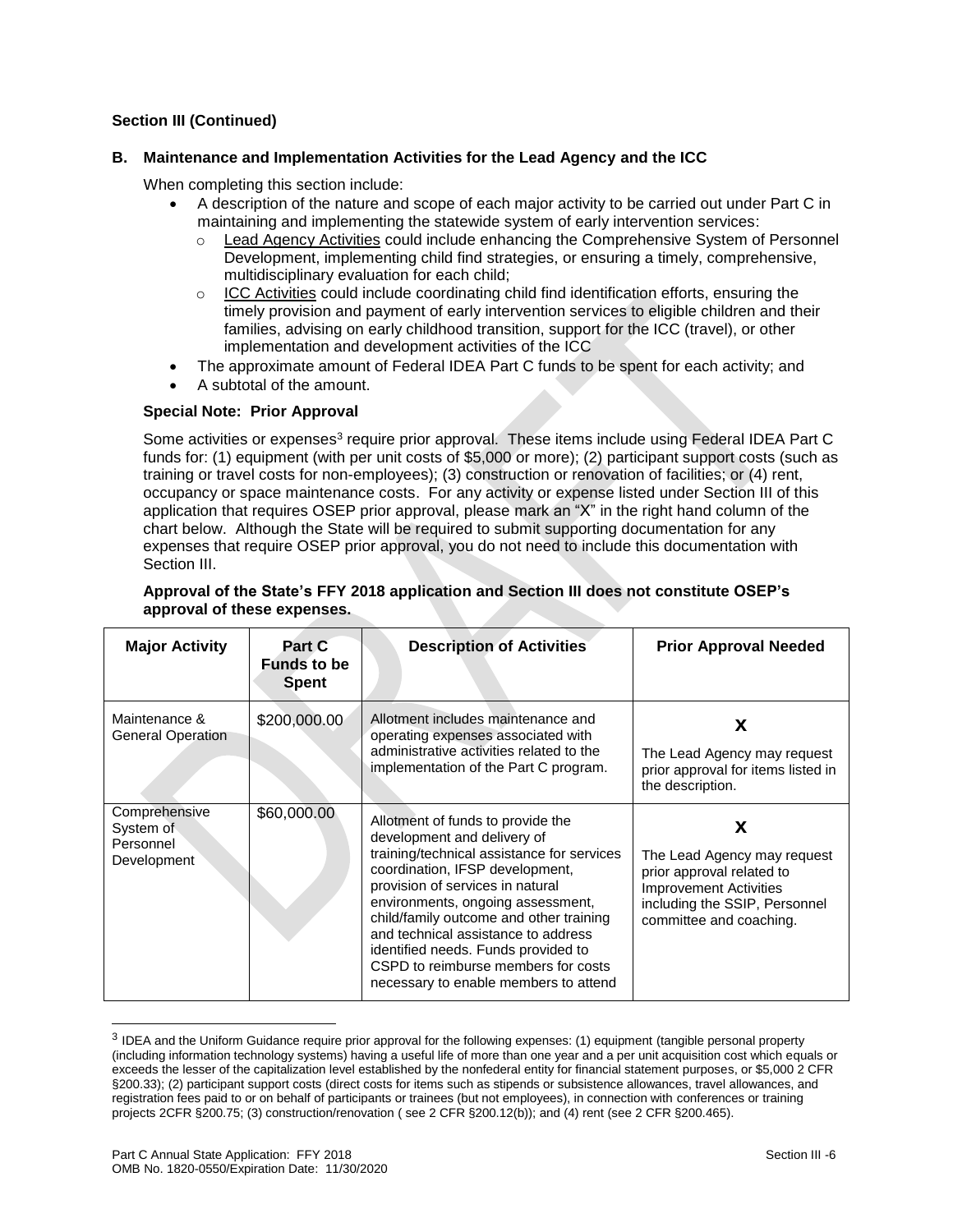**Section III (Continued)**

**B. Maintenance and Implementation Activities for the Lead Agency and the ICC**

When completing this section include:

- A description of the nature and scope of each major activity to be carried out under Part C in maintaining and implementing the statewide system of early intervention services:
  - Lead Agency Activities could include enhancing the Comprehensive System of Personnel Development, implementing child find strategies, or ensuring a timely, comprehensive, multidisciplinary evaluation for each child;
  - ICC Activities could include coordinating child find identification efforts, ensuring the timely provision and payment of early intervention services to eligible children and their families, advising on early childhood transition, support for the ICC (travel), or other implementation and development activities of the ICC
- The approximate amount of Federal IDEA Part C funds to be spent for each activity; and
- A subtotal of the amount.

**Special Note: Prior Approval**

Some activities or expenses[3] require prior approval. These items include using Federal IDEA Part C funds for: (1) equipment (with per unit costs of $5,000 or more); (2) participant support costs (such as training or travel costs for non-employees); (3) construction or renovation of facilities; or (4) rent, occupancy or space maintenance costs. For any activity or expense listed under Section III of this application that requires OSEP prior approval, please mark an "X" in the right hand column of the chart below. Although the State will be required to submit supporting documentation for any expenses that require OSEP prior approval, you do not need to include this documentation with Section III.

**Approval of the State's FFY 2018 application and Section III does not constitute OSEP's approval of these expenses.**

| Major Activity | Part C Funds to be Spent | Description of Activities | Prior Approval Needed |
|---|---|---|---|
| Maintenance & General Operation | $200,000.00 | Allotment includes maintenance and operating expenses associated with administrative activities related to the implementation of the Part C program. | **X** The Lead Agency may request prior approval for items listed in the description. |
| Comprehensive System of Personnel Development | $60,000.00 | Allotment of funds to provide the development and delivery of training/technical assistance for services coordination, IFSP development, provision of services in natural environments, ongoing assessment, child/family outcome and other training and technical assistance to address identified needs. Funds provided to CSPD to reimburse members for costs necessary to enable members to attend | **X** The Lead Agency may request prior approval related to Improvement Activities including the SSIP, Personnel committee and coaching. |

[3] IDEA and the Uniform Guidance require prior approval for the following expenses: (1) equipment (tangible personal property (including information technology systems) having a useful life of more than one year and a per unit acquisition cost which equals or exceeds the lesser of the capitalization level established by the nonfederal entity for financial statement purposes, or $5,000 2 CFR §200.33); (2) participant support costs (direct costs for items such as stipends or subsistence allowances, travel allowances, and registration fees paid to or on behalf of participants or trainees (but not employees), in connection with conferences or training projects 2CFR §200.75; (3) construction/renovation ( see 2 CFR §200.12(b)); and (4) rent (see 2 CFR §200.465).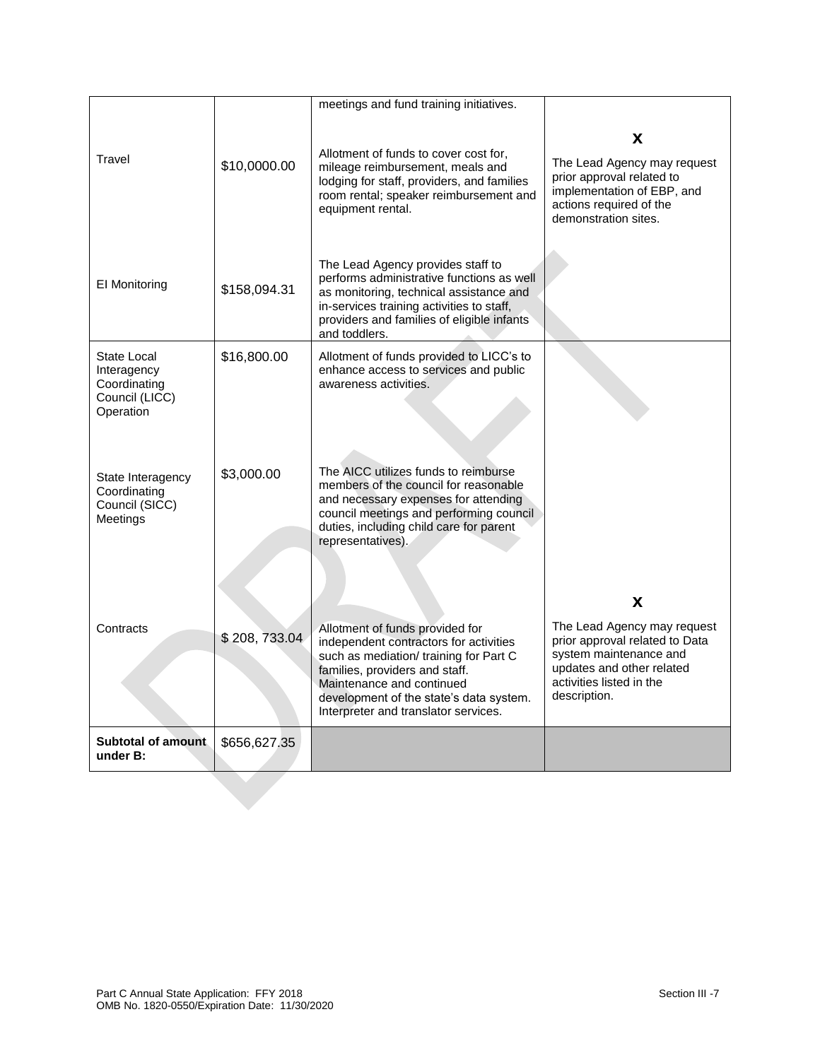| | | meetings and fund training initiatives. | |
|---|---|---|---|
| Travel | $10,0000.00 | Allotment of funds to cover cost for, mileage reimbursement, meals and lodging for staff, providers, and families room rental; speaker reimbursement and equipment rental. | **X** The Lead Agency may request prior approval related to implementation of EBP, and actions required of the demonstration sites. |
| EI Monitoring | $158,094.31 | The Lead Agency provides staff to performs administrative functions as well as monitoring, technical assistance and in-services training activities to staff, providers and families of eligible infants and toddlers. | |
| State Local Interagency Coordinating Council (LICC) Operation | $16,800.00 | Allotment of funds provided to LICC's to enhance access to services and public awareness activities. | |
| State Interagency Coordinating Council (SICC) Meetings | $3,000.00 | The AICC utilizes funds to reimburse members of the council for reasonable and necessary expenses for attending council meetings and performing council duties, including child care for parent representatives). | |
| Contracts | $ 208, 733.04 | Allotment of funds provided for independent contractors for activities such as mediation/ training for Part C families, providers and staff. Maintenance and continued development of the state's data system. Interpreter and translator services. | **X** The Lead Agency may request prior approval related to Data system maintenance and updates and other related activities listed in the description. |
| **Subtotal of amount under B:** | $656,627.35 | | |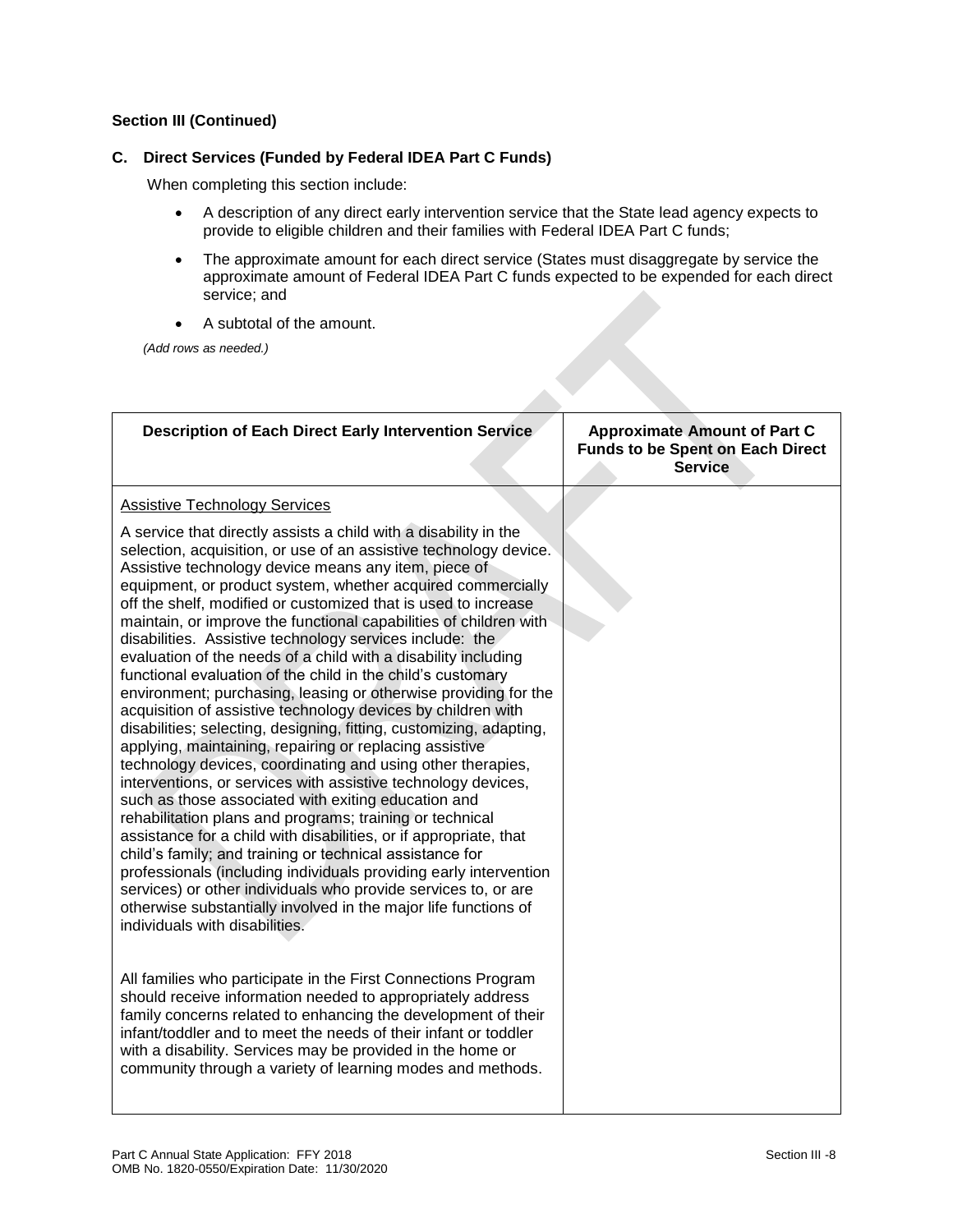**Section III (Continued)**

**C. Direct Services (Funded by Federal IDEA Part C Funds)**

When completing this section include:

- A description of any direct early intervention service that the State lead agency expects to provide to eligible children and their families with Federal IDEA Part C funds;
- The approximate amount for each direct service (States must disaggregate by service the approximate amount of Federal IDEA Part C funds expected to be expended for each direct service; and
- A subtotal of the amount.

*(Add rows as needed.)*

| Description of Each Direct Early Intervention Service | Approximate Amount of Part C Funds to be Spent on Each Direct Service |
|---|---|
| Assistive Technology Services<br><br>A service that directly assists a child with a disability in the selection, acquisition, or use of an assistive technology device. Assistive technology device means any item, piece of equipment, or product system, whether acquired commercially off the shelf, modified or customized that is used to increase maintain, or improve the functional capabilities of children with disabilities. Assistive technology services include: the evaluation of the needs of a child with a disability including functional evaluation of the child in the child's customary environment; purchasing, leasing or otherwise providing for the acquisition of assistive technology devices by children with disabilities; selecting, designing, fitting, customizing, adapting, applying, maintaining, repairing or replacing assistive technology devices, coordinating and using other therapies, interventions, or services with assistive technology devices, such as those associated with exiting education and rehabilitation plans and programs; training or technical assistance for a child with disabilities, or if appropriate, that child's family; and training or technical assistance for professionals (including individuals providing early intervention services) or other individuals who provide services to, or are otherwise substantially involved in the major life functions of individuals with disabilities.<br><br>All families who participate in the First Connections Program should receive information needed to appropriately address family concerns related to enhancing the development of their infant/toddler and to meet the needs of their infant or toddler with a disability. Services may be provided in the home or community through a variety of learning modes and methods. | |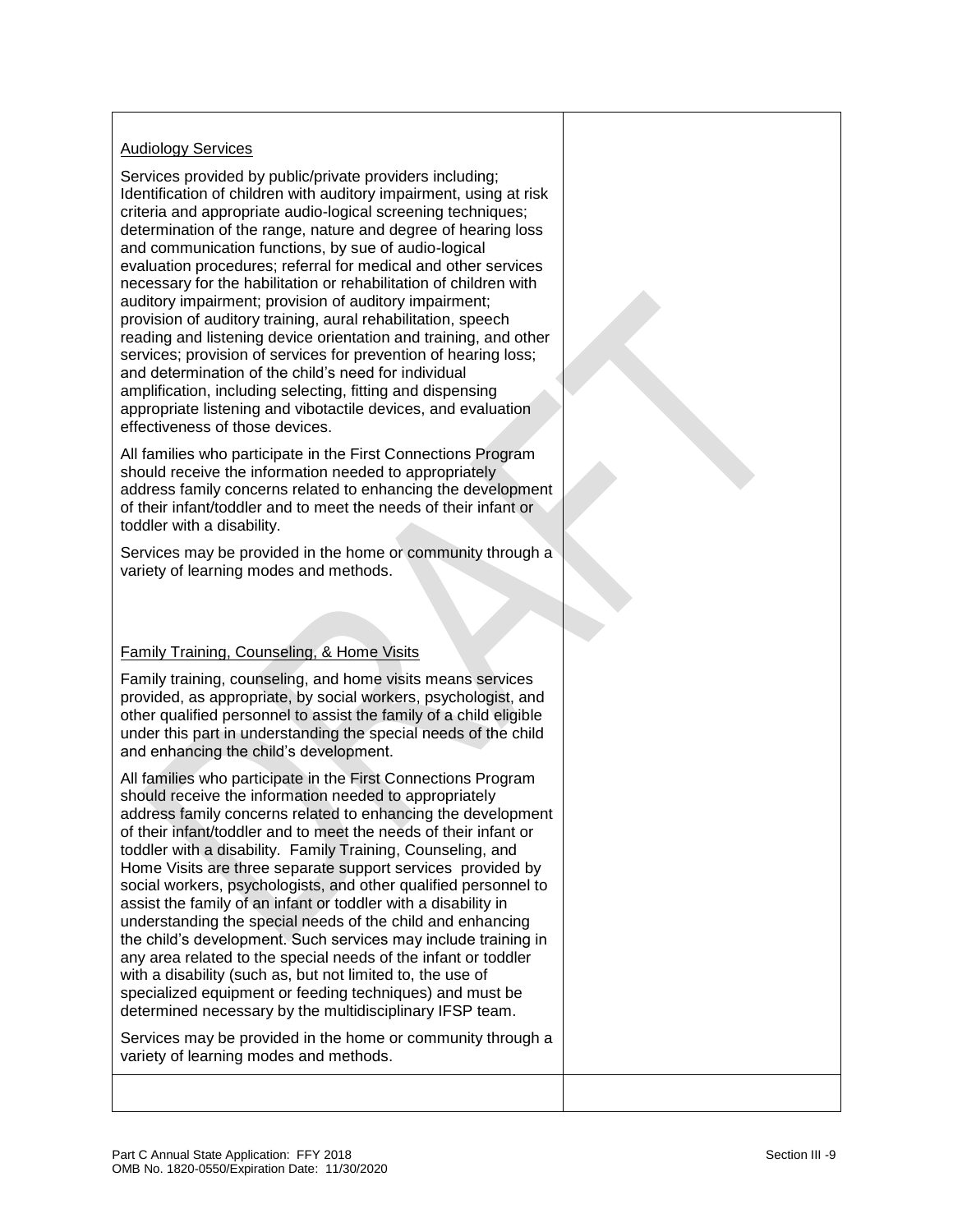| Audiology Services<br><br>Services provided by public/private providers including; Identification of children with auditory impairment, using at risk criteria and appropriate audio-logical screening techniques; determination of the range, nature and degree of hearing loss and communication functions, by sue of audio-logical evaluation procedures; referral for medical and other services necessary for the habilitation or rehabilitation of children with auditory impairment; provision of auditory impairment; provision of auditory training, aural rehabilitation, speech reading and listening device orientation and training, and other services; provision of services for prevention of hearing loss; and determination of the child's need for individual amplification, including selecting, fitting and dispensing appropriate listening and vibotactile devices, and evaluation effectiveness of those devices.<br><br>All families who participate in the First Connections Program should receive the information needed to appropriately address family concerns related to enhancing the development of their infant/toddler and to meet the needs of their infant or toddler with a disability.<br><br>Services may be provided in the home or community through a variety of learning modes and methods.<br><br>Family Training, Counseling, & Home Visits<br><br>Family training, counseling, and home visits means services provided, as appropriate, by social workers, psychologist, and other qualified personnel to assist the family of a child eligible under this part in understanding the special needs of the child and enhancing the child's development.<br><br>All families who participate in the First Connections Program should receive the information needed to appropriately address family concerns related to enhancing the development of their infant/toddler and to meet the needs of their infant or toddler with a disability. Family Training, Counseling, and Home Visits are three separate support services provided by social workers, psychologists, and other qualified personnel to assist the family of an infant or toddler with a disability in understanding the special needs of the child and enhancing the child's development. Such services may include training in any area related to the special needs of the infant or toddler with a disability (such as, but not limited to, the use of specialized equipment or feeding techniques) and must be determined necessary by the multidisciplinary IFSP team.<br><br>Services may be provided in the home or community through a variety of learning modes and methods. | |
|---|---|
| | |

Part C Annual State Application: FFY 2018
OMB No. 1820-0550/Expiration Date: 11/30/2020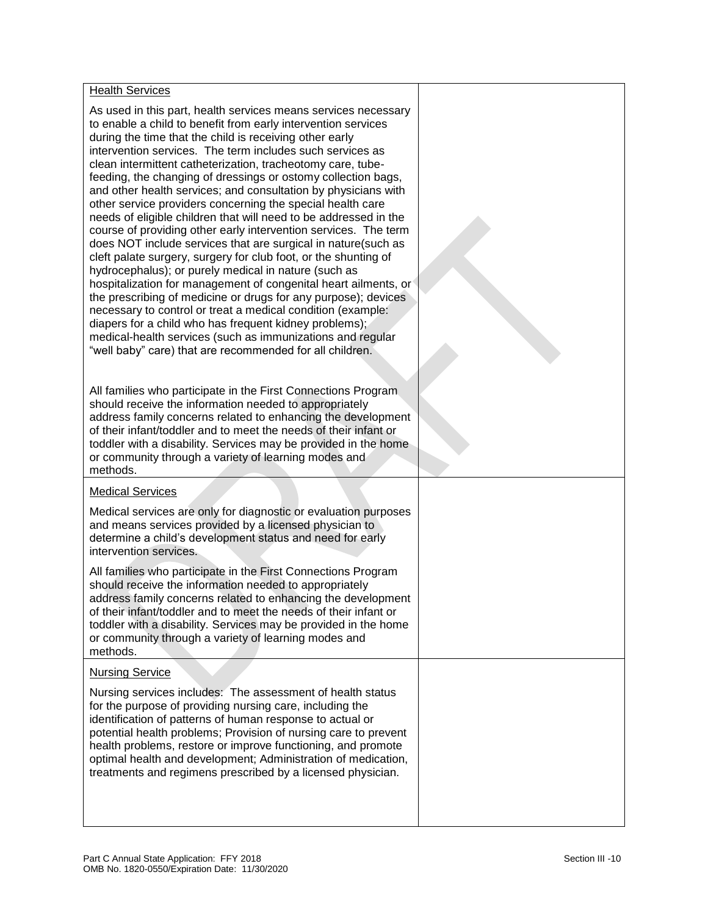| | |
|---|---|
| <u>Health Services</u><br><br>As used in this part, health services means services necessary to enable a child to benefit from early intervention services during the time that the child is receiving other early intervention services. The term includes such services as clean intermittent catheterization, tracheotomy care, tube-feeding, the changing of dressings or ostomy collection bags, and other health services; and consultation by physicians with other service providers concerning the special health care needs of eligible children that will need to be addressed in the course of providing other early intervention services. The term does NOT include services that are surgical in nature(such as cleft palate surgery, surgery for club foot, or the shunting of hydrocephalus); or purely medical in nature (such as hospitalization for management of congenital heart ailments, or the prescribing of medicine or drugs for any purpose); devices necessary to control or treat a medical condition (example: diapers for a child who has frequent kidney problems); medical-health services (such as immunizations and regular "well baby" care) that are recommended for all children.<br><br>All families who participate in the First Connections Program should receive the information needed to appropriately address family concerns related to enhancing the development of their infant/toddler and to meet the needs of their infant or toddler with a disability. Services may be provided in the home or community through a variety of learning modes and methods. | |
| <u>Medical Services</u><br><br>Medical services are only for diagnostic or evaluation purposes and means services provided by a licensed physician to determine a child's development status and need for early intervention services.<br><br>All families who participate in the First Connections Program should receive the information needed to appropriately address family concerns related to enhancing the development of their infant/toddler and to meet the needs of their infant or toddler with a disability. Services may be provided in the home or community through a variety of learning modes and methods. | |
| <u>Nursing Service</u><br><br>Nursing services includes: The assessment of health status for the purpose of providing nursing care, including the identification of patterns of human response to actual or potential health problems; Provision of nursing care to prevent health problems, restore or improve functioning, and promote optimal health and development; Administration of medication, treatments and regimens prescribed by a licensed physician. | |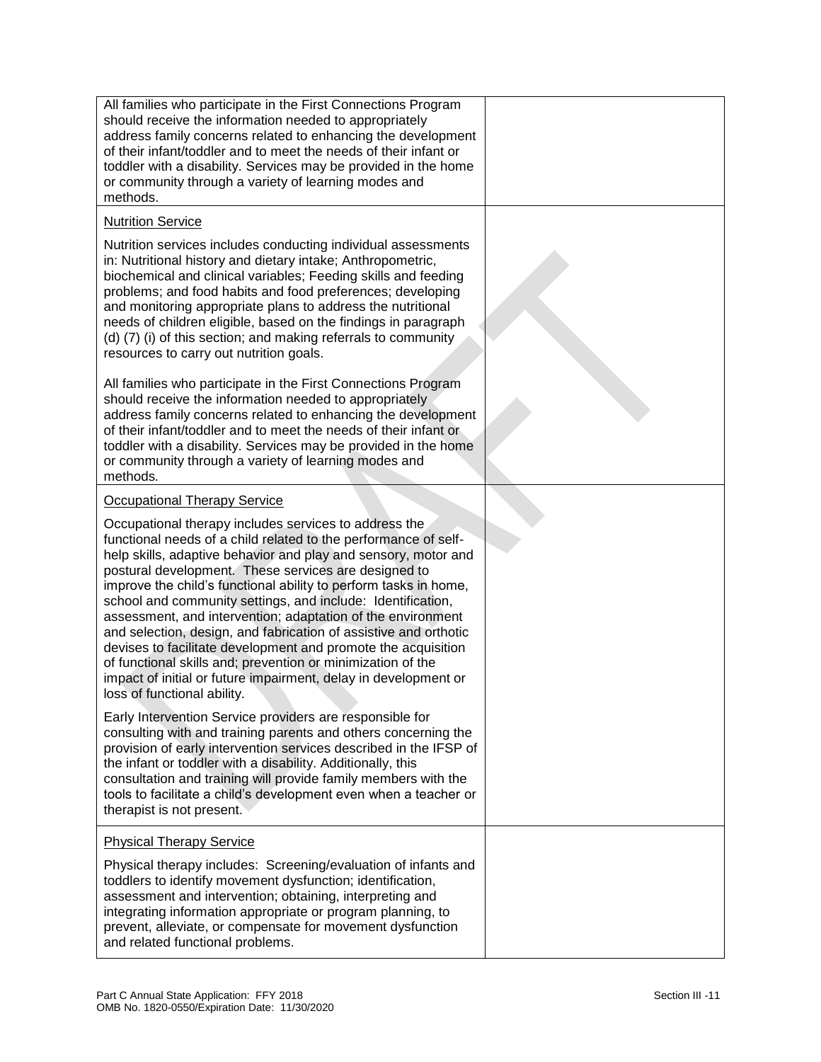| | |
|---|---|
| All families who participate in the First Connections Program should receive the information needed to appropriately address family concerns related to enhancing the development of their infant/toddler and to meet the needs of their infant or toddler with a disability. Services may be provided in the home or community through a variety of learning modes and methods. | |
| <u>Nutrition Service</u><br><br>Nutrition services includes conducting individual assessments in: Nutritional history and dietary intake; Anthropometric, biochemical and clinical variables; Feeding skills and feeding problems; and food habits and food preferences; developing and monitoring appropriate plans to address the nutritional needs of children eligible, based on the findings in paragraph (d) (7) (i) of this section; and making referrals to community resources to carry out nutrition goals.<br><br>All families who participate in the First Connections Program should receive the information needed to appropriately address family concerns related to enhancing the development of their infant/toddler and to meet the needs of their infant or toddler with a disability. Services may be provided in the home or community through a variety of learning modes and methods. | |
| <u>Occupational Therapy Service</u><br><br>Occupational therapy includes services to address the functional needs of a child related to the performance of self-help skills, adaptive behavior and play and sensory, motor and postural development. These services are designed to improve the child's functional ability to perform tasks in home, school and community settings, and include: Identification, assessment, and intervention; adaptation of the environment and selection, design, and fabrication of assistive and orthotic devises to facilitate development and promote the acquisition of functional skills and; prevention or minimization of the impact of initial or future impairment, delay in development or loss of functional ability.<br><br>Early Intervention Service providers are responsible for consulting with and training parents and others concerning the provision of early intervention services described in the IFSP of the infant or toddler with a disability. Additionally, this consultation and training will provide family members with the tools to facilitate a child's development even when a teacher or therapist is not present. | |
| <u>Physical Therapy Service</u><br><br>Physical therapy includes: Screening/evaluation of infants and toddlers to identify movement dysfunction; identification, assessment and intervention; obtaining, interpreting and integrating information appropriate or program planning, to prevent, alleviate, or compensate for movement dysfunction and related functional problems. | |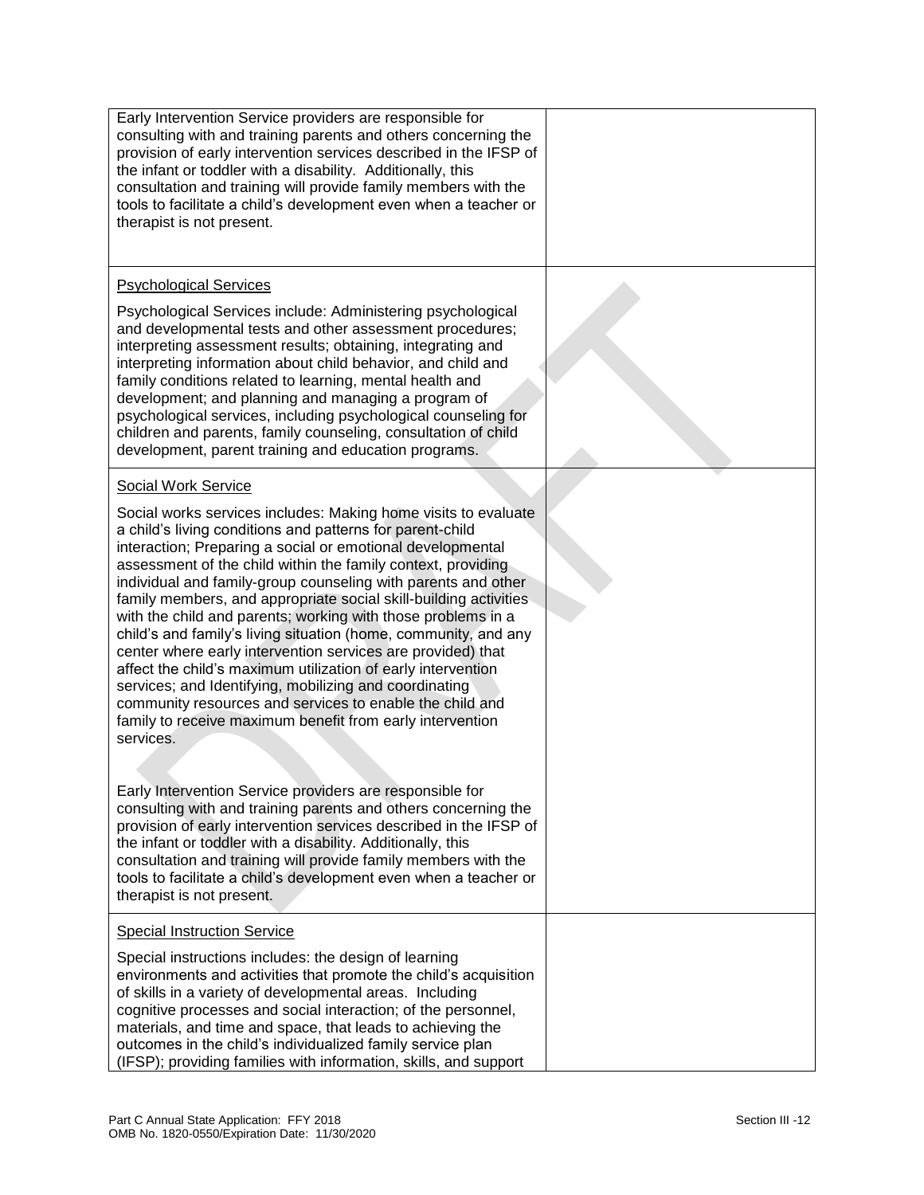| | |
|---|---|
| Early Intervention Service providers are responsible for consulting with and training parents and others concerning the provision of early intervention services described in the IFSP of the infant or toddler with a disability. Additionally, this consultation and training will provide family members with the tools to facilitate a child's development even when a teacher or therapist is not present. | |
| <u>Psychological Services</u><br><br>Psychological Services include: Administering psychological and developmental tests and other assessment procedures; interpreting assessment results; obtaining, integrating and interpreting information about child behavior, and child and family conditions related to learning, mental health and development; and planning and managing a program of psychological services, including psychological counseling for children and parents, family counseling, consultation of child development, parent training and education programs. | |
| <u>Social Work Service</u><br><br>Social works services includes: Making home visits to evaluate a child's living conditions and patterns for parent-child interaction; Preparing a social or emotional developmental assessment of the child within the family context, providing individual and family-group counseling with parents and other family members, and appropriate social skill-building activities with the child and parents; working with those problems in a child's and family's living situation (home, community, and any center where early intervention services are provided) that affect the child's maximum utilization of early intervention services; and Identifying, mobilizing and coordinating community resources and services to enable the child and family to receive maximum benefit from early intervention services.<br><br>Early Intervention Service providers are responsible for consulting with and training parents and others concerning the provision of early intervention services described in the IFSP of the infant or toddler with a disability. Additionally, this consultation and training will provide family members with the tools to facilitate a child's development even when a teacher or therapist is not present. | |
| <u>Special Instruction Service</u><br><br>Special instructions includes: the design of learning environments and activities that promote the child's acquisition of skills in a variety of developmental areas. Including cognitive processes and social interaction; of the personnel, materials, and time and space, that leads to achieving the outcomes in the child's individualized family service plan (IFSP); providing families with information, skills, and support | |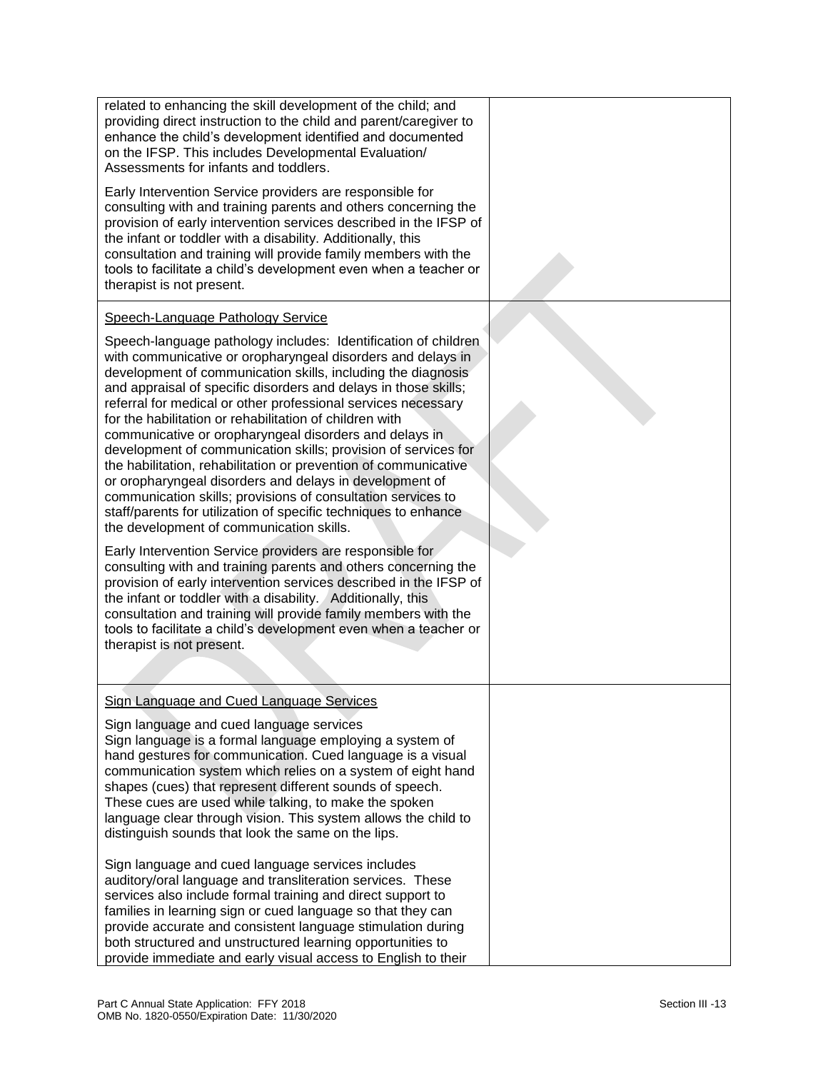| | |
|---|---|
| related to enhancing the skill development of the child; and providing direct instruction to the child and parent/caregiver to enhance the child's development identified and documented on the IFSP. This includes Developmental Evaluation/ Assessments for infants and toddlers.<br><br>Early Intervention Service providers are responsible for consulting with and training parents and others concerning the provision of early intervention services described in the IFSP of the infant or toddler with a disability. Additionally, this consultation and training will provide family members with the tools to facilitate a child's development even when a teacher or therapist is not present. | |
| <u>Speech-Language Pathology Service</u><br><br>Speech-language pathology includes: Identification of children with communicative or oropharyngeal disorders and delays in development of communication skills, including the diagnosis and appraisal of specific disorders and delays in those skills; referral for medical or other professional services necessary for the habilitation or rehabilitation of children with communicative or oropharyngeal disorders and delays in development of communication skills; provision of services for the habilitation, rehabilitation or prevention of communicative or oropharyngeal disorders and delays in development of communication skills; provisions of consultation services to staff/parents for utilization of specific techniques to enhance the development of communication skills.<br><br>Early Intervention Service providers are responsible for consulting with and training parents and others concerning the provision of early intervention services described in the IFSP of the infant or toddler with a disability. Additionally, this consultation and training will provide family members with the tools to facilitate a child's development even when a teacher or therapist is not present. | |
| <u>Sign Language and Cued Language Services</u><br><br>Sign language and cued language services<br>Sign language is a formal language employing a system of hand gestures for communication. Cued language is a visual communication system which relies on a system of eight hand shapes (cues) that represent different sounds of speech. These cues are used while talking, to make the spoken language clear through vision. This system allows the child to distinguish sounds that look the same on the lips.<br><br>Sign language and cued language services includes auditory/oral language and transliteration services. These services also include formal training and direct support to families in learning sign or cued language so that they can provide accurate and consistent language stimulation during both structured and unstructured learning opportunities to provide immediate and early visual access to English to their | |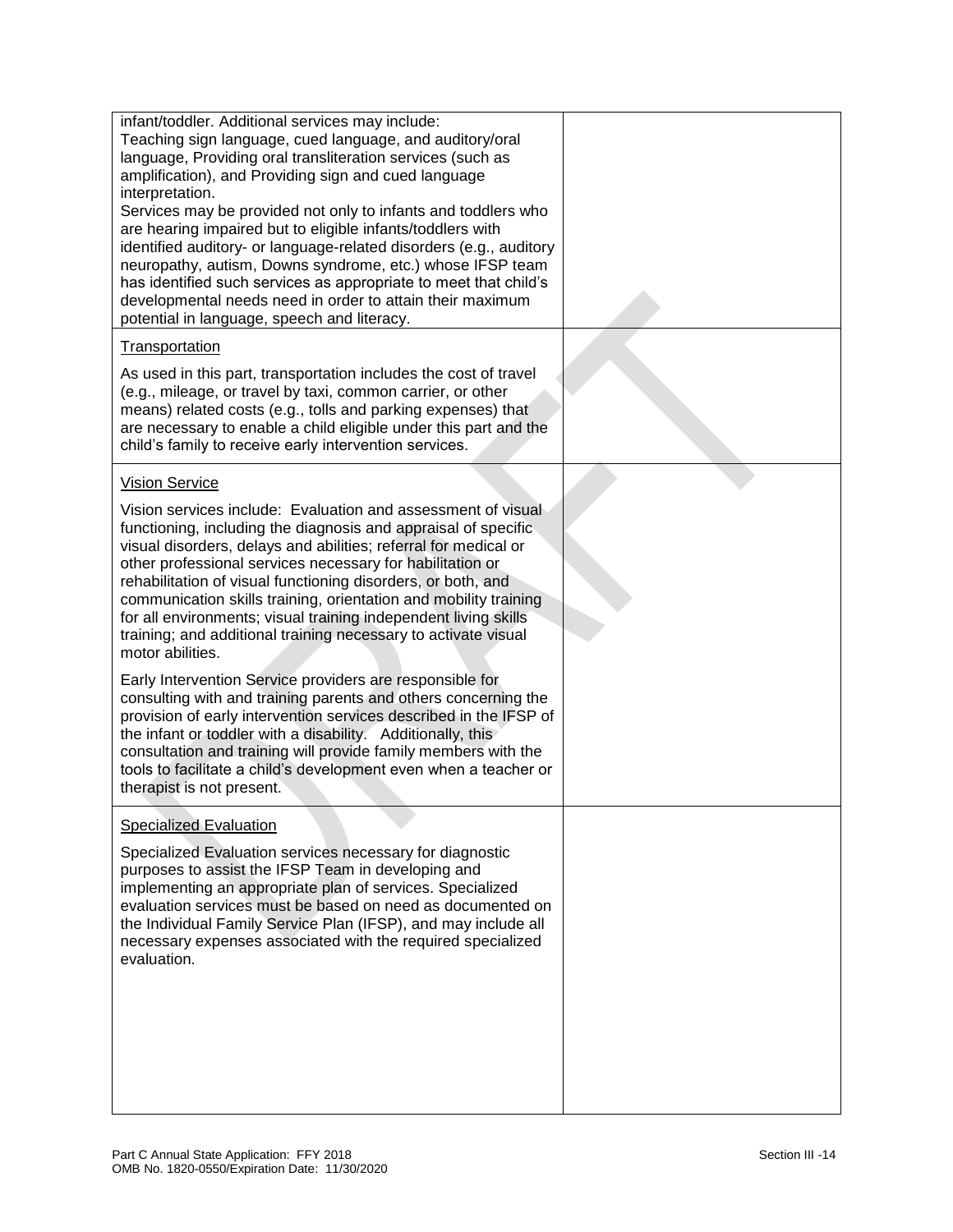| | |
|---|---|
| infant/toddler. Additional services may include:<br>Teaching sign language, cued language, and auditory/oral language, Providing oral transliteration services (such as amplification), and Providing sign and cued language interpretation.<br>Services may be provided not only to infants and toddlers who are hearing impaired but to eligible infants/toddlers with identified auditory- or language-related disorders (e.g., auditory neuropathy, autism, Downs syndrome, etc.) whose IFSP team has identified such services as appropriate to meet that child's developmental needs need in order to attain their maximum potential in language, speech and literacy. | |
| Transportation<br><br>As used in this part, transportation includes the cost of travel (e.g., mileage, or travel by taxi, common carrier, or other means) related costs (e.g., tolls and parking expenses) that are necessary to enable a child eligible under this part and the child's family to receive early intervention services. | |
| Vision Service<br><br>Vision services include: Evaluation and assessment of visual functioning, including the diagnosis and appraisal of specific visual disorders, delays and abilities; referral for medical or other professional services necessary for habilitation or rehabilitation of visual functioning disorders, or both, and communication skills training, orientation and mobility training for all environments; visual training independent living skills training; and additional training necessary to activate visual motor abilities.<br><br>Early Intervention Service providers are responsible for consulting with and training parents and others concerning the provision of early intervention services described in the IFSP of the infant or toddler with a disability. Additionally, this consultation and training will provide family members with the tools to facilitate a child's development even when a teacher or therapist is not present. | |
| Specialized Evaluation<br><br>Specialized Evaluation services necessary for diagnostic purposes to assist the IFSP Team in developing and implementing an appropriate plan of services. Specialized evaluation services must be based on need as documented on the Individual Family Service Plan (IFSP), and may include all necessary expenses associated with the required specialized evaluation. | |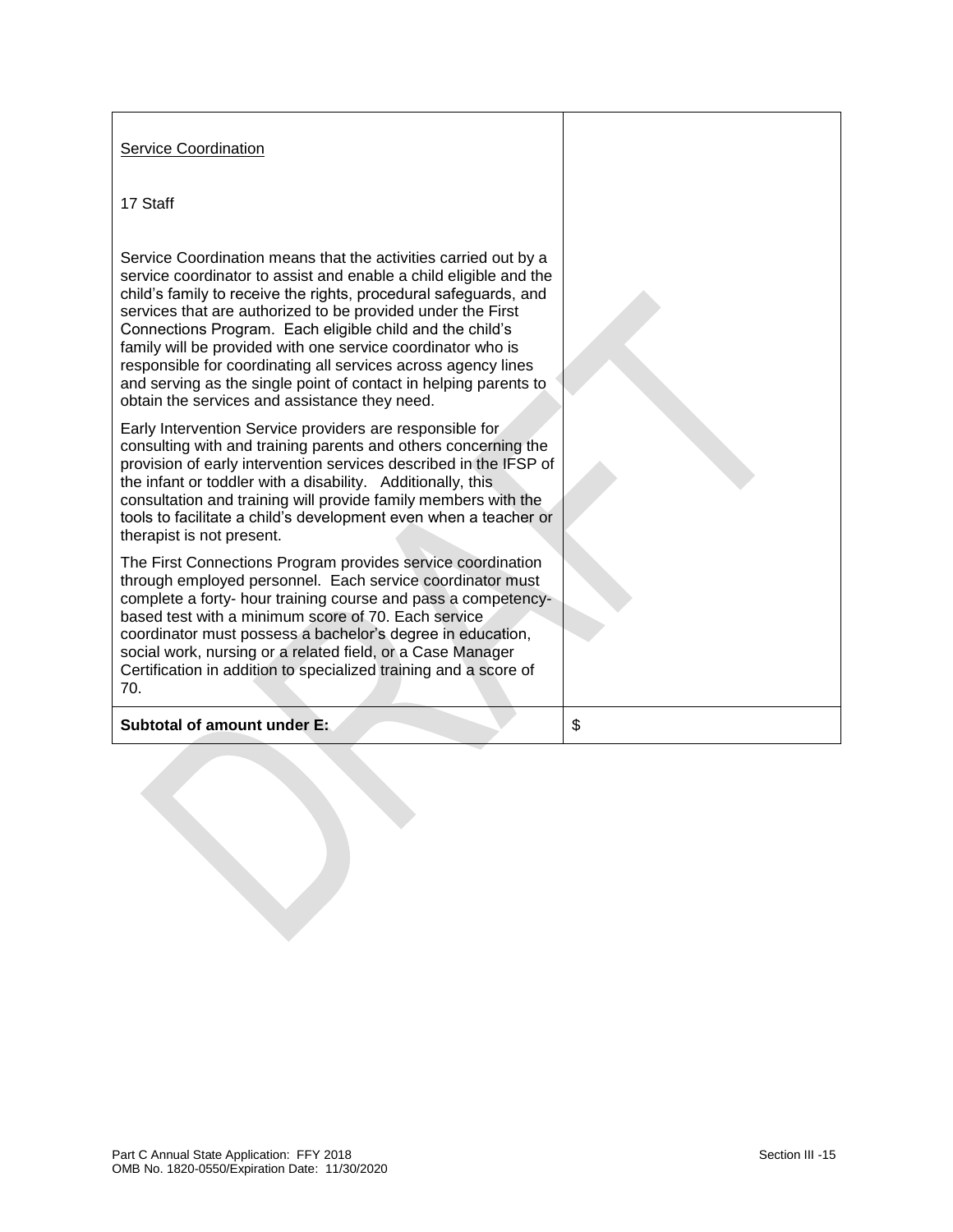| | |
|---|---|
| Service Coordination<br><br>17 Staff<br><br>Service Coordination means that the activities carried out by a service coordinator to assist and enable a child eligible and the child's family to receive the rights, procedural safeguards, and services that are authorized to be provided under the First Connections Program. Each eligible child and the child's family will be provided with one service coordinator who is responsible for coordinating all services across agency lines and serving as the single point of contact in helping parents to obtain the services and assistance they need.<br><br>Early Intervention Service providers are responsible for consulting with and training parents and others concerning the provision of early intervention services described in the IFSP of the infant or toddler with a disability. Additionally, this consultation and training will provide family members with the tools to facilitate a child's development even when a teacher or therapist is not present.<br><br>The First Connections Program provides service coordination through employed personnel. Each service coordinator must complete a forty- hour training course and pass a competency-based test with a minimum score of 70. Each service coordinator must possess a bachelor's degree in education, social work, nursing or a related field, or a Case Manager Certification in addition to specialized training and a score of 70. | |
| **Subtotal of amount under E:** | $ |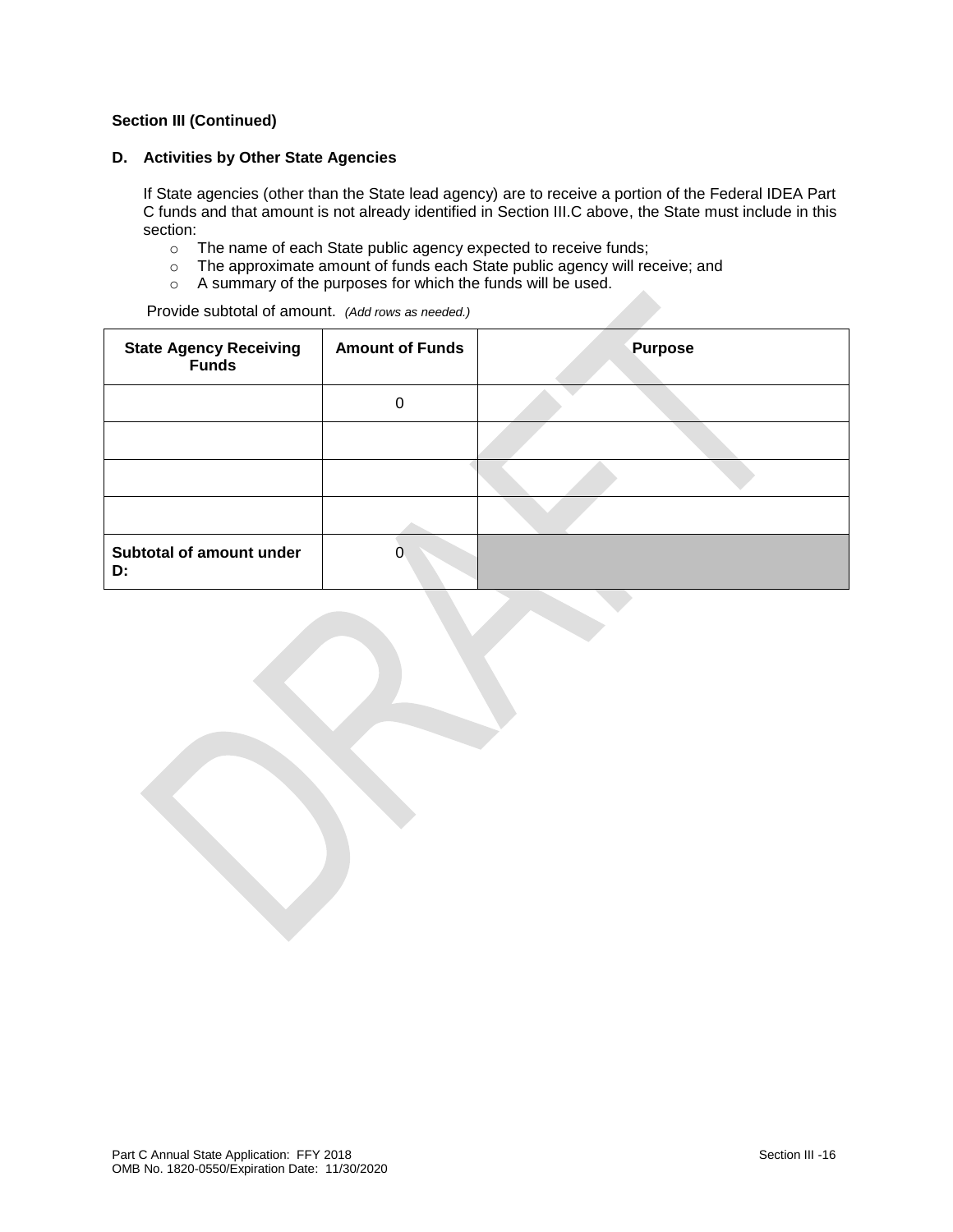**Section III (Continued)**

**D. Activities by Other State Agencies**

If State agencies (other than the State lead agency) are to receive a portion of the Federal IDEA Part C funds and that amount is not already identified in Section III.C above, the State must include in this section:

- The name of each State public agency expected to receive funds;
- The approximate amount of funds each State public agency will receive; and
- A summary of the purposes for which the funds will be used.

Provide subtotal of amount. *(Add rows as needed.)*

| State Agency Receiving Funds | Amount of Funds | Purpose |
|---|---|---|
| | 0 | |
| | | |
| | | |
| | | |
| **Subtotal of amount under D:** | 0 | |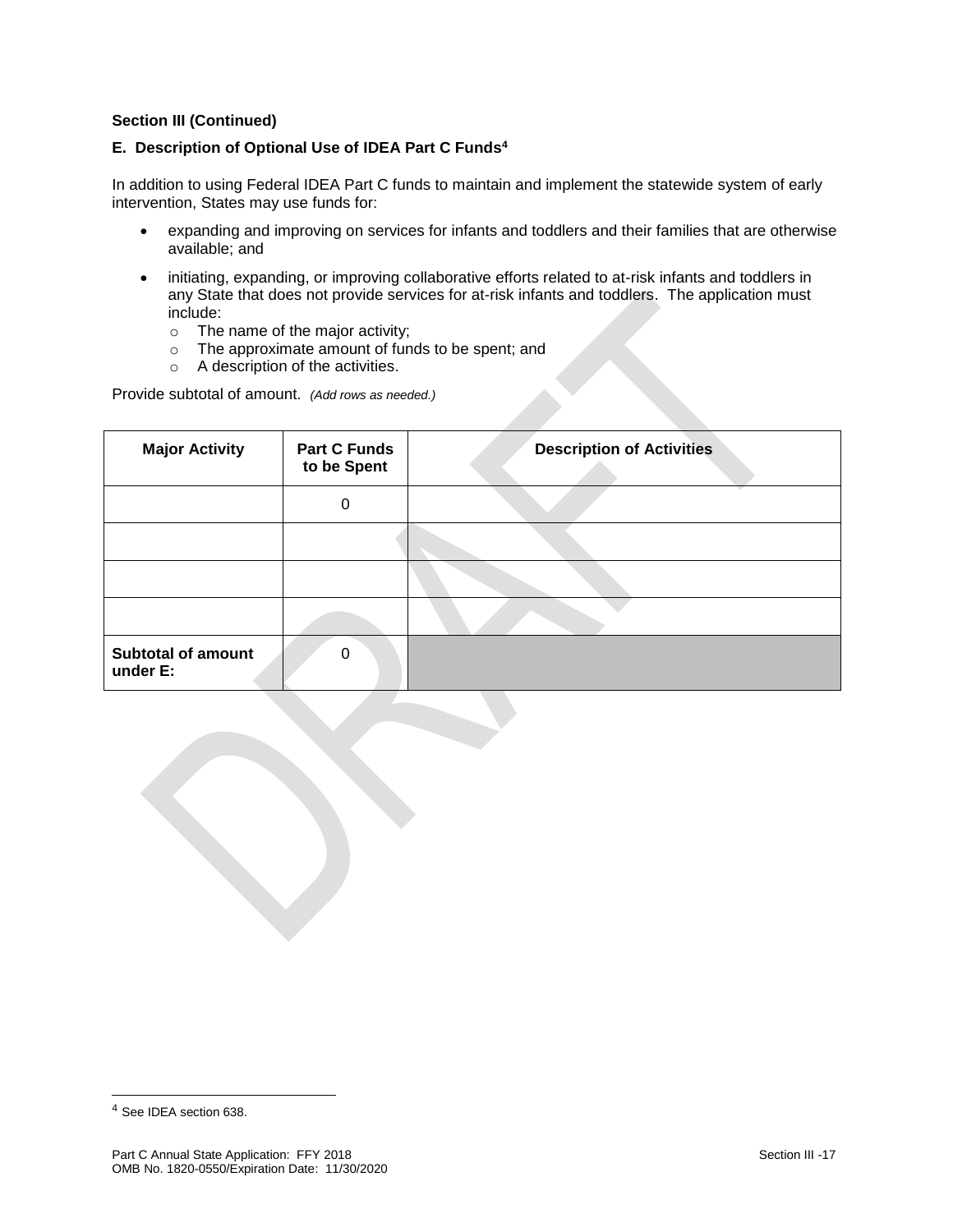**Section III (Continued)**

**E. Description of Optional Use of IDEA Part C Funds**[4]

In addition to using Federal IDEA Part C funds to maintain and implement the statewide system of early intervention, States may use funds for:

- expanding and improving on services for infants and toddlers and their families that are otherwise available; and
- initiating, expanding, or improving collaborative efforts related to at-risk infants and toddlers in any State that does not provide services for at-risk infants and toddlers. The application must include:
  - The name of the major activity;
  - The approximate amount of funds to be spent; and
  - A description of the activities.

Provide subtotal of amount. *(Add rows as needed.)*

| Major Activity | Part C Funds to be Spent | Description of Activities |
|---|---|---|
| | 0 | |
| | | |
| | | |
| | | |
| **Subtotal of amount under E:** | 0 | |

[4] See IDEA section 638.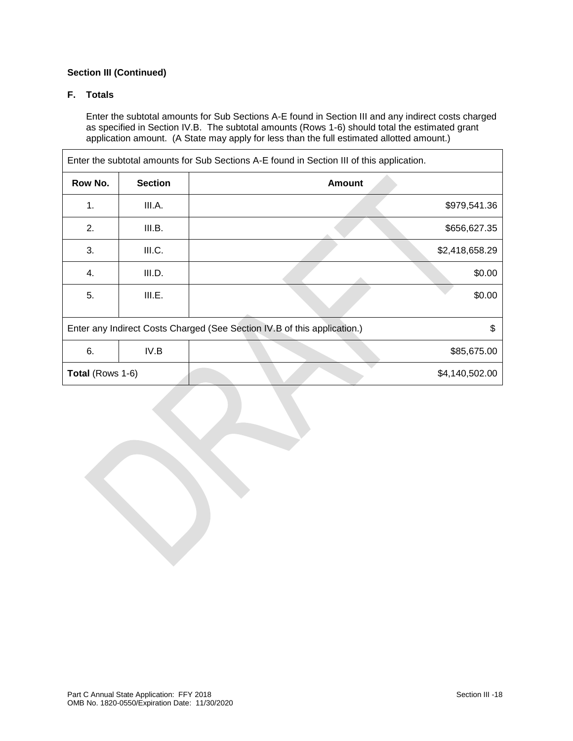**Section III (Continued)**

**F. Totals**

Enter the subtotal amounts for Sub Sections A-E found in Section III and any indirect costs charged as specified in Section IV.B. The subtotal amounts (Rows 1-6) should total the estimated grant application amount. (A State may apply for less than the full estimated allotted amount.)

| Enter the subtotal amounts for Sub Sections A-E found in Section III of this application. | | |
|---|---|---|
| **Row No.** | **Section** | **Amount** |
| 1. | III.A. | $979,541.36 |
| 2. | III.B. | $656,627.35 |
| 3. | III.C. | $2,418,658.29 |
| 4. | III.D. | $0.00 |
| 5. | III.E. | $0.00 |
| Enter any Indirect Costs Charged (See Section IV.B of this application.) | | $ |
| 6. | IV.B | $85,675.00 |
| **Total** (Rows 1-6) | | $4,140,502.00 |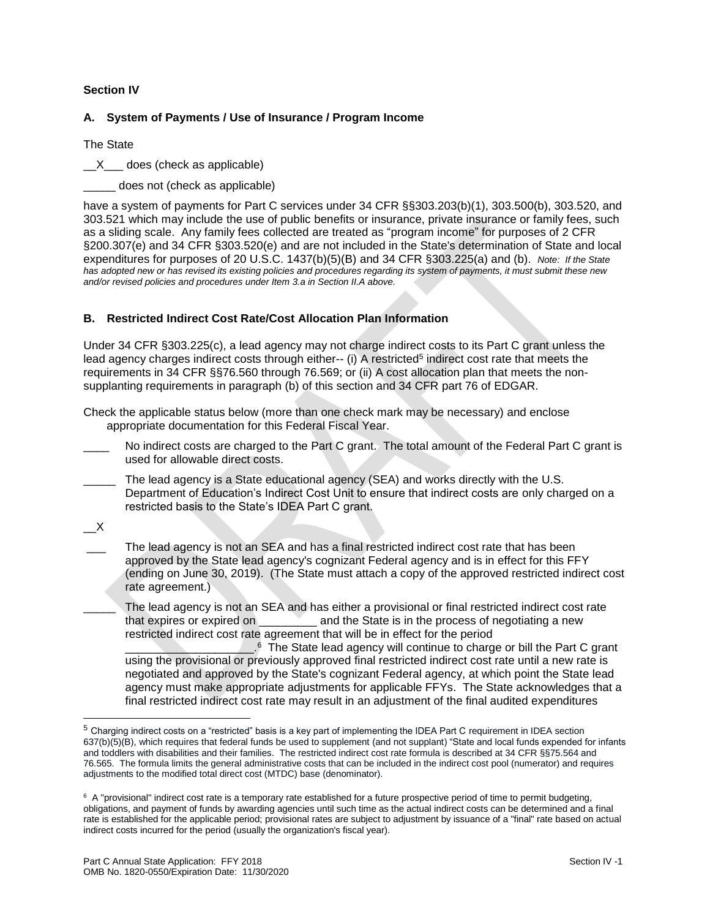**Section IV**

**A. System of Payments / Use of Insurance / Program Income**

The State

\_\_X\_\_\_ does (check as applicable)

\_\_\_\_\_ does not (check as applicable)

have a system of payments for Part C services under 34 CFR §§303.203(b)(1), 303.500(b), 303.520, and 303.521 which may include the use of public benefits or insurance, private insurance or family fees, such as a sliding scale. Any family fees collected are treated as "program income" for purposes of 2 CFR §200.307(e) and 34 CFR §303.520(e) and are not included in the State's determination of State and local expenditures for purposes of 20 U.S.C. 1437(b)(5)(B) and 34 CFR §303.225(a) and (b). *Note: If the State has adopted new or has revised its existing policies and procedures regarding its system of payments, it must submit these new and/or revised policies and procedures under Item 3.a in Section II.A above.*

**B. Restricted Indirect Cost Rate/Cost Allocation Plan Information**

Under 34 CFR §303.225(c), a lead agency may not charge indirect costs to its Part C grant unless the lead agency charges indirect costs through either-- (i) A restricted[5] indirect cost rate that meets the requirements in 34 CFR §§76.560 through 76.569; or (ii) A cost allocation plan that meets the non-supplanting requirements in paragraph (b) of this section and 34 CFR part 76 of EDGAR.

Check the applicable status below (more than one check mark may be necessary) and enclose appropriate documentation for this Federal Fiscal Year.

\_\_\_\_ No indirect costs are charged to the Part C grant. The total amount of the Federal Part C grant is used for allowable direct costs.

\_\_\_\_\_ The lead agency is a State educational agency (SEA) and works directly with the U.S. Department of Education's Indirect Cost Unit to ensure that indirect costs are only charged on a restricted basis to the State's IDEA Part C grant.

\_\_X

\_\_\_ The lead agency is not an SEA and has a final restricted indirect cost rate that has been approved by the State lead agency's cognizant Federal agency and is in effect for this FFY (ending on June 30, 2019). (The State must attach a copy of the approved restricted indirect cost rate agreement.)

\_\_\_\_\_ The lead agency is not an SEA and has either a provisional or final restricted indirect cost rate that expires or expired on \_\_\_\_\_\_\_\_\_ and the State is in the process of negotiating a new restricted indirect cost rate agreement that will be in effect for the period \_\_\_\_\_\_\_\_\_\_\_\_\_\_\_\_\_\_\_.[6] The State lead agency will continue to charge or bill the Part C grant using the provisional or previously approved final restricted indirect cost rate until a new rate is negotiated and approved by the State's cognizant Federal agency, at which point the State lead agency must make appropriate adjustments for applicable FFYs. The State acknowledges that a final restricted indirect cost rate may result in an adjustment of the final audited expenditures

---

[5] Charging indirect costs on a "restricted" basis is a key part of implementing the IDEA Part C requirement in IDEA section 637(b)(5)(B), which requires that federal funds be used to supplement (and not supplant) "State and local funds expended for infants and toddlers with disabilities and their families. The restricted indirect cost rate formula is described at 34 CFR §§75.564 and 76.565. The formula limits the general administrative costs that can be included in the indirect cost pool (numerator) and requires adjustments to the modified total direct cost (MTDC) base (denominator).

[6] A "provisional" indirect cost rate is a temporary rate established for a future prospective period of time to permit budgeting, obligations, and payment of funds by awarding agencies until such time as the actual indirect costs can be determined and a final rate is established for the applicable period; provisional rates are subject to adjustment by issuance of a "final" rate based on actual indirect costs incurred for the period (usually the organization's fiscal year).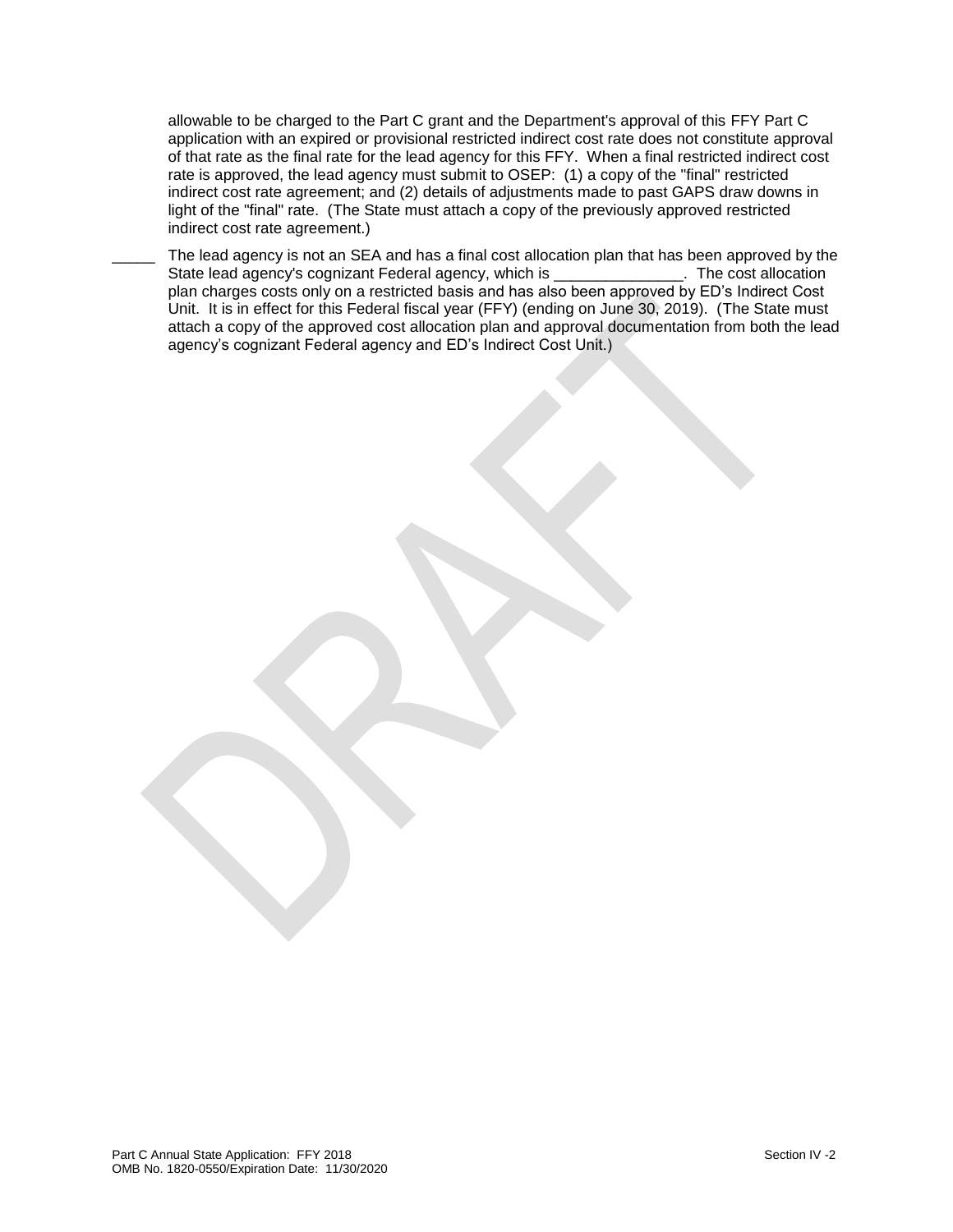allowable to be charged to the Part C grant and the Department's approval of this FFY Part C application with an expired or provisional restricted indirect cost rate does not constitute approval of that rate as the final rate for the lead agency for this FFY. When a final restricted indirect cost rate is approved, the lead agency must submit to OSEP: (1) a copy of the "final" restricted indirect cost rate agreement; and (2) details of adjustments made to past GAPS draw downs in light of the "final" rate. (The State must attach a copy of the previously approved restricted indirect cost rate agreement.)

_____ The lead agency is not an SEA and has a final cost allocation plan that has been approved by the State lead agency's cognizant Federal agency, which is _______________. The cost allocation plan charges costs only on a restricted basis and has also been approved by ED's Indirect Cost Unit. It is in effect for this Federal fiscal year (FFY) (ending on June 30, 2019). (The State must attach a copy of the approved cost allocation plan and approval documentation from both the lead agency's cognizant Federal agency and ED's Indirect Cost Unit.)